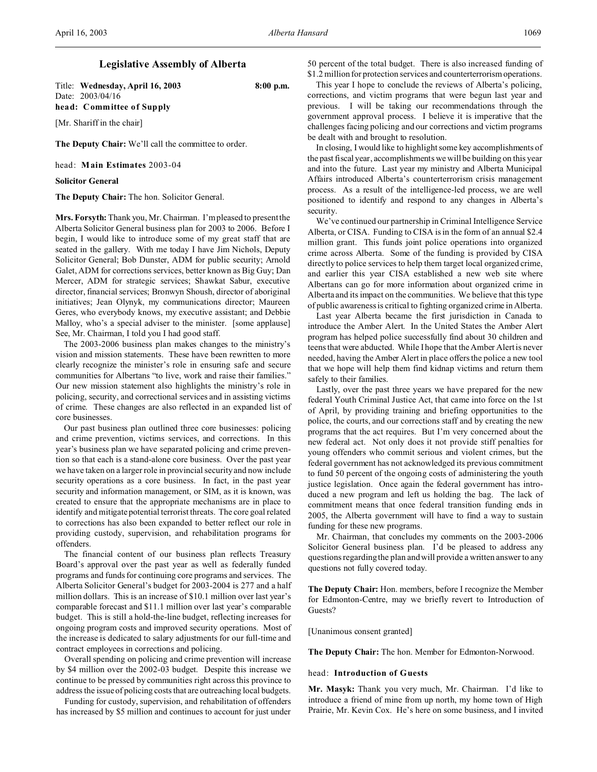# Legislative Assembly of Alberta

Title: **Wednesday, April 16, 2003** 8:00 p.m.
Date: 2003/04/16

**head: Committee of Supply**

[Mr. Shariff in the chair]

**The Deputy Chair:** We'll call the committee to order.

head: **Main Estimates** 2003-04

**Solicitor General**

**The Deputy Chair:** The hon. Solicitor General.

**Mrs. Forsyth:** Thank you, Mr. Chairman. I'm pleased to present the Alberta Solicitor General business plan for 2003 to 2006. Before I begin, I would like to introduce some of my great staff that are seated in the gallery. With me today I have Jim Nichols, Deputy Solicitor General; Bob Dunster, ADM for public security; Arnold Galet, ADM for corrections services, better known as Big Guy; Dan Mercer, ADM for strategic services; Shawkat Sabur, executive director, financial services; Bronwyn Shoush, director of aboriginal initiatives; Jean Olynyk, my communications director; Maureen Geres, who everybody knows, my executive assistant; and Debbie Malloy, who's a special adviser to the minister. [some applause] See, Mr. Chairman, I told you I had good staff.

The 2003-2006 business plan makes changes to the ministry's vision and mission statements. These have been rewritten to more clearly recognize the minister's role in ensuring safe and secure communities for Albertans "to live, work and raise their families." Our new mission statement also highlights the ministry's role in policing, security, and correctional services and in assisting victims of crime. These changes are also reflected in an expanded list of core businesses.

Our past business plan outlined three core businesses: policing and crime prevention, victims services, and corrections. In this year's business plan we have separated policing and crime prevention so that each is a stand-alone core business. Over the past year we have taken on a larger role in provincial security and now include security operations as a core business. In fact, in the past year security and information management, or SIM, as it is known, was created to ensure that the appropriate mechanisms are in place to identify and mitigate potential terrorist threats. The core goal related to corrections has also been expanded to better reflect our role in providing custody, supervision, and rehabilitation programs for offenders.

The financial content of our business plan reflects Treasury Board's approval over the past year as well as federally funded programs and funds for continuing core programs and services. The Alberta Solicitor General's budget for 2003-2004 is 277 and a half million dollars. This is an increase of $10.1 million over last year's comparable forecast and $11.1 million over last year's comparable budget. This is still a hold-the-line budget, reflecting increases for ongoing program costs and improved security operations. Most of the increase is dedicated to salary adjustments for our full-time and contract employees in corrections and policing.

Overall spending on policing and crime prevention will increase by $4 million over the 2002-03 budget. Despite this increase we continue to be pressed by communities right across this province to address the issue of policing costs that are outreaching local budgets.

Funding for custody, supervision, and rehabilitation of offenders has increased by $5 million and continues to account for just under 50 percent of the total budget. There is also increased funding of $1.2 million for protection services and counterterrorism operations.

This year I hope to conclude the reviews of Alberta's policing, corrections, and victim programs that were begun last year and previous. I will be taking our recommendations through the government approval process. I believe it is imperative that the challenges facing policing and our corrections and victim programs be dealt with and brought to resolution.

In closing, I would like to highlight some key accomplishments of the past fiscal year, accomplishments we will be building on this year and into the future. Last year my ministry and Alberta Municipal Affairs introduced Alberta's counterterrorism crisis management process. As a result of the intelligence-led process, we are well positioned to identify and respond to any changes in Alberta's security.

We've continued our partnership in Criminal Intelligence Service Alberta, or CISA. Funding to CISA is in the form of an annual $2.4 million grant. This funds joint police operations into organized crime across Alberta. Some of the funding is provided by CISA directly to police services to help them target local organized crime, and earlier this year CISA established a new web site where Albertans can go for more information about organized crime in Alberta and its impact on the communities. We believe that this type of public awareness is critical to fighting organized crime in Alberta.

Last year Alberta became the first jurisdiction in Canada to introduce the Amber Alert. In the United States the Amber Alert program has helped police successfully find about 30 children and teens that were abducted. While I hope that the Amber Alert is never needed, having the Amber Alert in place offers the police a new tool that we hope will help them find kidnap victims and return them safely to their families.

Lastly, over the past three years we have prepared for the new federal Youth Criminal Justice Act, that came into force on the 1st of April, by providing training and briefing opportunities to the police, the courts, and our corrections staff and by creating the new programs that the act requires. But I'm very concerned about the new federal act. Not only does it not provide stiff penalties for young offenders who commit serious and violent crimes, but the federal government has not acknowledged its previous commitment to fund 50 percent of the ongoing costs of administering the youth justice legislation. Once again the federal government has introduced a new program and left us holding the bag. The lack of commitment means that once federal transition funding ends in 2005, the Alberta government will have to find a way to sustain funding for these new programs.

Mr. Chairman, that concludes my comments on the 2003-2006 Solicitor General business plan. I'd be pleased to address any questions regarding the plan and will provide a written answer to any questions not fully covered today.

**The Deputy Chair:** Hon. members, before I recognize the Member for Edmonton-Centre, may we briefly revert to Introduction of Guests?

[Unanimous consent granted]

**The Deputy Chair:** The hon. Member for Edmonton-Norwood.

head: **Introduction of Guests**

**Mr. Masyk:** Thank you very much, Mr. Chairman. I'd like to introduce a friend of mine from up north, my home town of High Prairie, Mr. Kevin Cox. He's here on some business, and I invited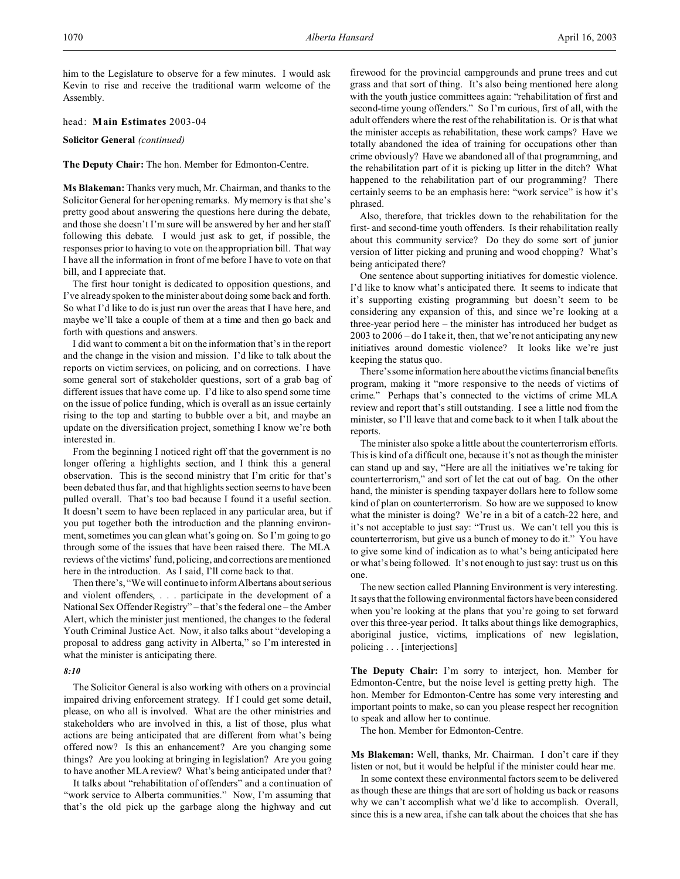him to the Legislature to observe for a few minutes. I would ask Kevin to rise and receive the traditional warm welcome of the Assembly.

head: **Main Estimates** 2003-04

**Solicitor General** *(continued)*

**The Deputy Chair:** The hon. Member for Edmonton-Centre.

**Ms Blakeman:** Thanks very much, Mr. Chairman, and thanks to the Solicitor General for her opening remarks. My memory is that she's pretty good about answering the questions here during the debate, and those she doesn't I'm sure will be answered by her and her staff following this debate. I would just ask to get, if possible, the responses prior to having to vote on the appropriation bill. That way I have all the information in front of me before I have to vote on that bill, and I appreciate that.

The first hour tonight is dedicated to opposition questions, and I've already spoken to the minister about doing some back and forth. So what I'd like to do is just run over the areas that I have here, and maybe we'll take a couple of them at a time and then go back and forth with questions and answers.

I did want to comment a bit on the information that's in the report and the change in the vision and mission. I'd like to talk about the reports on victim services, on policing, and on corrections. I have some general sort of stakeholder questions, sort of a grab bag of different issues that have come up. I'd like to also spend some time on the issue of police funding, which is overall as an issue certainly rising to the top and starting to bubble over a bit, and maybe an update on the diversification project, something I know we're both interested in.

From the beginning I noticed right off that the government is no longer offering a highlights section, and I think this a general observation. This is the second ministry that I'm critic for that's been debated thus far, and that highlights section seems to have been pulled overall. That's too bad because I found it a useful section. It doesn't seem to have been replaced in any particular area, but if you put together both the introduction and the planning environment, sometimes you can glean what's going on. So I'm going to go through some of the issues that have been raised there. The MLA reviews of the victims' fund, policing, and corrections are mentioned here in the introduction. As I said, I'll come back to that.

Then there's, "We will continue to inform Albertans about serious and violent offenders, . . . participate in the development of a National Sex Offender Registry" – that's the federal one – the Amber Alert, which the minister just mentioned, the changes to the federal Youth Criminal Justice Act. Now, it also talks about "developing a proposal to address gang activity in Alberta," so I'm interested in what the minister is anticipating there.

*8:10*

The Solicitor General is also working with others on a provincial impaired driving enforcement strategy. If I could get some detail, please, on who all is involved. What are the other ministries and stakeholders who are involved in this, a list of those, plus what actions are being anticipated that are different from what's being offered now? Is this an enhancement? Are you changing some things? Are you looking at bringing in legislation? Are you going to have another MLA review? What's being anticipated under that?

It talks about "rehabilitation of offenders" and a continuation of "work service to Alberta communities." Now, I'm assuming that that's the old pick up the garbage along the highway and cut firewood for the provincial campgrounds and prune trees and cut grass and that sort of thing. It's also being mentioned here along with the youth justice committees again: "rehabilitation of first and second-time young offenders." So I'm curious, first of all, with the adult offenders where the rest of the rehabilitation is. Or is that what the minister accepts as rehabilitation, these work camps? Have we totally abandoned the idea of training for occupations other than crime obviously? Have we abandoned all of that programming, and the rehabilitation part of it is picking up litter in the ditch? What happened to the rehabilitation part of our programming? There certainly seems to be an emphasis here: "work service" is how it's phrased.

Also, therefore, that trickles down to the rehabilitation for the first- and second-time youth offenders. Is their rehabilitation really about this community service? Do they do some sort of junior version of litter picking and pruning and wood chopping? What's being anticipated there?

One sentence about supporting initiatives for domestic violence. I'd like to know what's anticipated there. It seems to indicate that it's supporting existing programming but doesn't seem to be considering any expansion of this, and since we're looking at a three-year period here – the minister has introduced her budget as 2003 to 2006 – do I take it, then, that we're not anticipating any new initiatives around domestic violence? It looks like we're just keeping the status quo.

There's some information here about the victims financial benefits program, making it "more responsive to the needs of victims of crime." Perhaps that's connected to the victims of crime MLA review and report that's still outstanding. I see a little nod from the minister, so I'll leave that and come back to it when I talk about the reports.

The minister also spoke a little about the counterterrorism efforts. This is kind of a difficult one, because it's not as though the minister can stand up and say, "Here are all the initiatives we're taking for counterterrorism," and sort of let the cat out of bag. On the other hand, the minister is spending taxpayer dollars here to follow some kind of plan on counterterrorism. So how are we supposed to know what the minister is doing? We're in a bit of a catch-22 here, and it's not acceptable to just say: "Trust us. We can't tell you this is counterterrorism, but give us a bunch of money to do it." You have to give some kind of indication as to what's being anticipated here or what's being followed. It's not enough to just say: trust us on this one.

The new section called Planning Environment is very interesting. It says that the following environmental factors have been considered when you're looking at the plans that you're going to set forward over this three-year period. It talks about things like demographics, aboriginal justice, victims, implications of new legislation, policing . . . [interjections]

**The Deputy Chair:** I'm sorry to interject, hon. Member for Edmonton-Centre, but the noise level is getting pretty high. The hon. Member for Edmonton-Centre has some very interesting and important points to make, so can you please respect her recognition to speak and allow her to continue.

The hon. Member for Edmonton-Centre.

**Ms Blakeman:** Well, thanks, Mr. Chairman. I don't care if they listen or not, but it would be helpful if the minister could hear me.

In some context these environmental factors seem to be delivered as though these are things that are sort of holding us back or reasons why we can't accomplish what we'd like to accomplish. Overall, since this is a new area, if she can talk about the choices that she has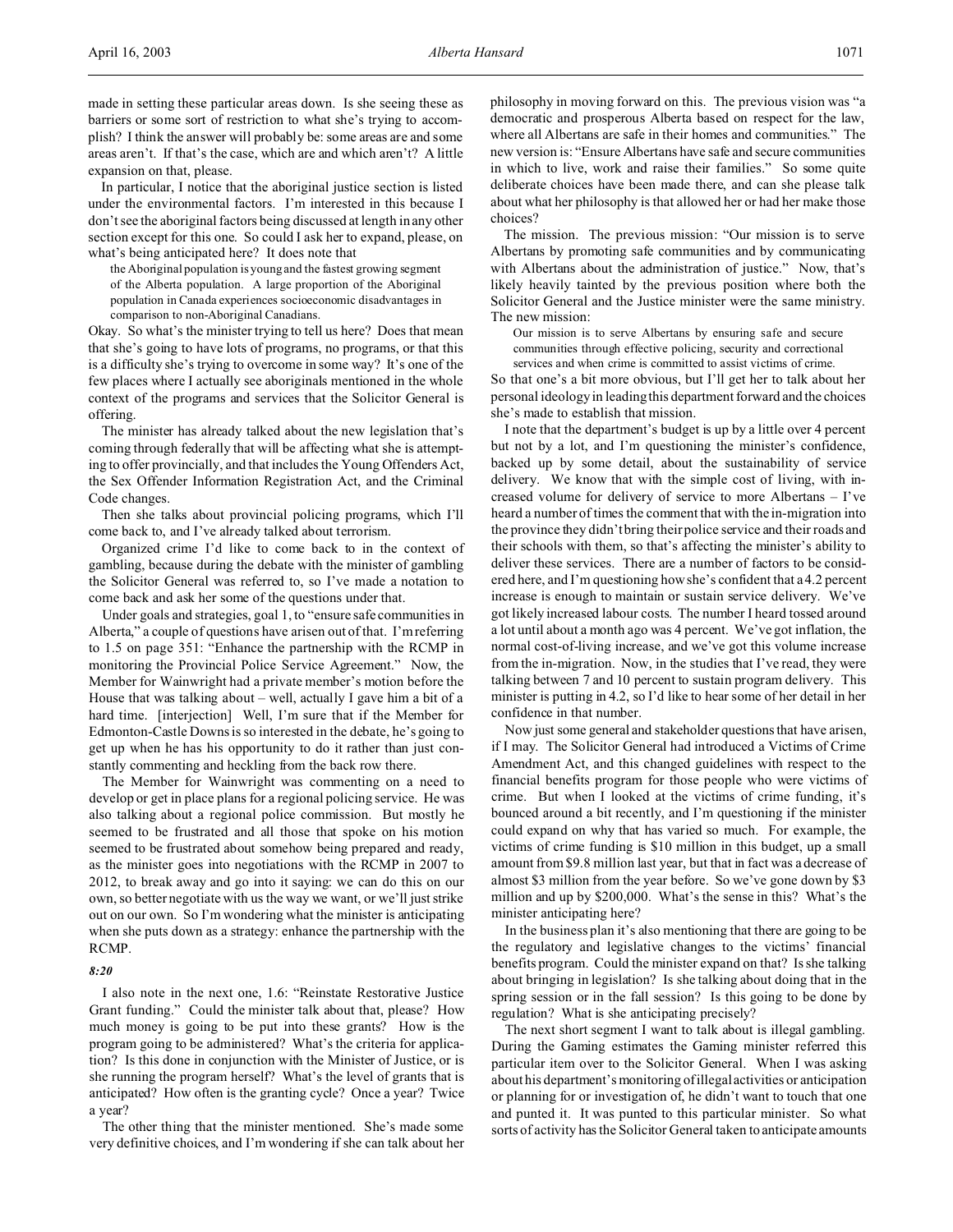made in setting these particular areas down. Is she seeing these as barriers or some sort of restriction to what she's trying to accomplish? I think the answer will probably be: some areas are and some areas aren't. If that's the case, which are and which aren't? A little expansion on that, please.

In particular, I notice that the aboriginal justice section is listed under the environmental factors. I'm interested in this because I don't see the aboriginal factors being discussed at length in any other section except for this one. So could I ask her to expand, please, on what's being anticipated here? It does note that

> the Aboriginal population is young and the fastest growing segment of the Alberta population. A large proportion of the Aboriginal population in Canada experiences socioeconomic disadvantages in comparison to non-Aboriginal Canadians.

Okay. So what's the minister trying to tell us here? Does that mean that she's going to have lots of programs, no programs, or that this is a difficulty she's trying to overcome in some way? It's one of the few places where I actually see aboriginals mentioned in the whole context of the programs and services that the Solicitor General is offering.

The minister has already talked about the new legislation that's coming through federally that will be affecting what she is attempting to offer provincially, and that includes the Young Offenders Act, the Sex Offender Information Registration Act, and the Criminal Code changes.

Then she talks about provincial policing programs, which I'll come back to, and I've already talked about terrorism.

Organized crime I'd like to come back to in the context of gambling, because during the debate with the minister of gambling the Solicitor General was referred to, so I've made a notation to come back and ask her some of the questions under that.

Under goals and strategies, goal 1, to "ensure safe communities in Alberta," a couple of questions have arisen out of that. I'm referring to 1.5 on page 351: "Enhance the partnership with the RCMP in monitoring the Provincial Police Service Agreement." Now, the Member for Wainwright had a private member's motion before the House that was talking about – well, actually I gave him a bit of a hard time. [interjection] Well, I'm sure that if the Member for Edmonton-Castle Downs is so interested in the debate, he's going to get up when he has his opportunity to do it rather than just constantly commenting and heckling from the back row there.

The Member for Wainwright was commenting on a need to develop or get in place plans for a regional policing service. He was also talking about a regional police commission. But mostly he seemed to be frustrated and all those that spoke on his motion seemed to be frustrated about somehow being prepared and ready, as the minister goes into negotiations with the RCMP in 2007 to 2012, to break away and go into it saying: we can do this on our own, so better negotiate with us the way we want, or we'll just strike out on our own. So I'm wondering what the minister is anticipating when she puts down as a strategy: enhance the partnership with the RCMP.

*8:20*

I also note in the next one, 1.6: "Reinstate Restorative Justice Grant funding." Could the minister talk about that, please? How much money is going to be put into these grants? How is the program going to be administered? What's the criteria for application? Is this done in conjunction with the Minister of Justice, or is she running the program herself? What's the level of grants that is anticipated? How often is the granting cycle? Once a year? Twice a year?

The other thing that the minister mentioned. She's made some very definitive choices, and I'm wondering if she can talk about her philosophy in moving forward on this. The previous vision was "a democratic and prosperous Alberta based on respect for the law, where all Albertans are safe in their homes and communities." The new version is: "Ensure Albertans have safe and secure communities in which to live, work and raise their families." So some quite deliberate choices have been made there, and can she please talk about what her philosophy is that allowed her or had her make those choices?

The mission. The previous mission: "Our mission is to serve Albertans by promoting safe communities and by communicating with Albertans about the administration of justice." Now, that's likely heavily tainted by the previous position where both the Solicitor General and the Justice minister were the same ministry. The new mission:

> Our mission is to serve Albertans by ensuring safe and secure communities through effective policing, security and correctional services and when crime is committed to assist victims of crime.

So that one's a bit more obvious, but I'll get her to talk about her personal ideology in leading this department forward and the choices she's made to establish that mission.

I note that the department's budget is up by a little over 4 percent but not by a lot, and I'm questioning the minister's confidence, backed up by some detail, about the sustainability of service delivery. We know that with the simple cost of living, with increased volume for delivery of service to more Albertans – I've heard a number of times the comment that with the in-migration into the province they didn't bring their police service and their roads and their schools with them, so that's affecting the minister's ability to deliver these services. There are a number of factors to be considered here, and I'm questioning how she's confident that a 4.2 percent increase is enough to maintain or sustain service delivery. We've got likely increased labour costs. The number I heard tossed around a lot until about a month ago was 4 percent. We've got inflation, the normal cost-of-living increase, and we've got this volume increase from the in-migration. Now, in the studies that I've read, they were talking between 7 and 10 percent to sustain program delivery. This minister is putting in 4.2, so I'd like to hear some of her detail in her confidence in that number.

Now just some general and stakeholder questions that have arisen, if I may. The Solicitor General had introduced a Victims of Crime Amendment Act, and this changed guidelines with respect to the financial benefits program for those people who were victims of crime. But when I looked at the victims of crime funding, it's bounced around a bit recently, and I'm questioning if the minister could expand on why that has varied so much. For example, the victims of crime funding is $10 million in this budget, up a small amount from $9.8 million last year, but that in fact was a decrease of almost $3 million from the year before. So we've gone down by $3 million and up by $200,000. What's the sense in this? What's the minister anticipating here?

In the business plan it's also mentioning that there are going to be the regulatory and legislative changes to the victims' financial benefits program. Could the minister expand on that? Is she talking about bringing in legislation? Is she talking about doing that in the spring session or in the fall session? Is this going to be done by regulation? What is she anticipating precisely?

The next short segment I want to talk about is illegal gambling. During the Gaming estimates the Gaming minister referred this particular item over to the Solicitor General. When I was asking about his department's monitoring of illegal activities or anticipation or planning for or investigation of, he didn't want to touch that one and punted it. It was punted to this particular minister. So what sorts of activity has the Solicitor General taken to anticipate amounts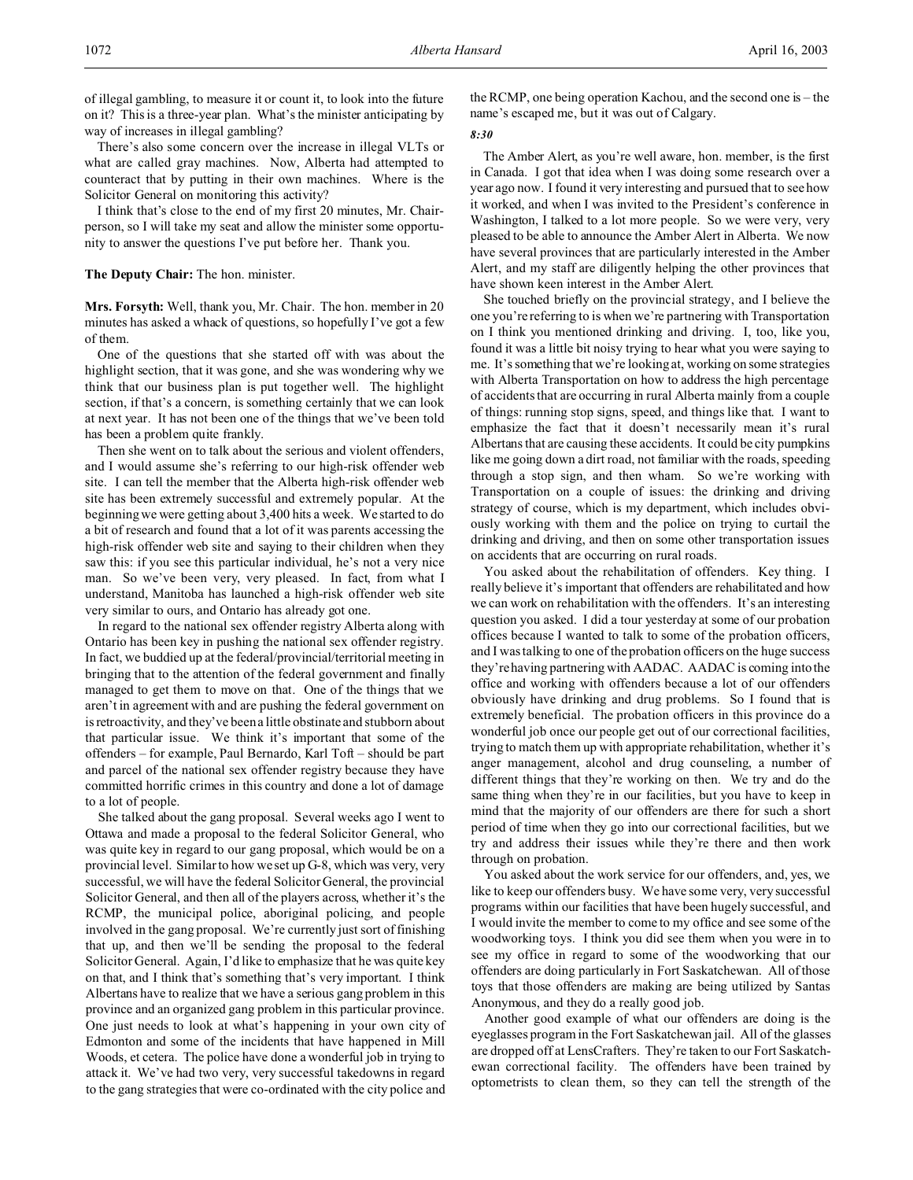of illegal gambling, to measure it or count it, to look into the future on it? This is a three-year plan. What's the minister anticipating by way of increases in illegal gambling?

There's also some concern over the increase in illegal VLTs or what are called gray machines. Now, Alberta had attempted to counteract that by putting in their own machines. Where is the Solicitor General on monitoring this activity?

I think that's close to the end of my first 20 minutes, Mr. Chairperson, so I will take my seat and allow the minister some opportunity to answer the questions I've put before her. Thank you.

**The Deputy Chair:** The hon. minister.

**Mrs. Forsyth:** Well, thank you, Mr. Chair. The hon. member in 20 minutes has asked a whack of questions, so hopefully I've got a few of them.

One of the questions that she started off with was about the highlight section, that it was gone, and she was wondering why we think that our business plan is put together well. The highlight section, if that's a concern, is something certainly that we can look at next year. It has not been one of the things that we've been told has been a problem quite frankly.

Then she went on to talk about the serious and violent offenders, and I would assume she's referring to our high-risk offender web site. I can tell the member that the Alberta high-risk offender web site has been extremely successful and extremely popular. At the beginning we were getting about 3,400 hits a week. We started to do a bit of research and found that a lot of it was parents accessing the high-risk offender web site and saying to their children when they saw this: if you see this particular individual, he's not a very nice man. So we've been very, very pleased. In fact, from what I understand, Manitoba has launched a high-risk offender web site very similar to ours, and Ontario has already got one.

In regard to the national sex offender registry Alberta along with Ontario has been key in pushing the national sex offender registry. In fact, we buddied up at the federal/provincial/territorial meeting in bringing that to the attention of the federal government and finally managed to get them to move on that. One of the things that we aren't in agreement with and are pushing the federal government on is retroactivity, and they've been a little obstinate and stubborn about that particular issue. We think it's important that some of the offenders – for example, Paul Bernardo, Karl Toft – should be part and parcel of the national sex offender registry because they have committed horrific crimes in this country and done a lot of damage to a lot of people.

She talked about the gang proposal. Several weeks ago I went to Ottawa and made a proposal to the federal Solicitor General, who was quite key in regard to our gang proposal, which would be on a provincial level. Similar to how we set up G-8, which was very, very successful, we will have the federal Solicitor General, the provincial Solicitor General, and then all of the players across, whether it's the RCMP, the municipal police, aboriginal policing, and people involved in the gang proposal. We're currently just sort of finishing that up, and then we'll be sending the proposal to the federal Solicitor General. Again, I'd like to emphasize that he was quite key on that, and I think that's something that's very important. I think Albertans have to realize that we have a serious gang problem in this province and an organized gang problem in this particular province. One just needs to look at what's happening in your own city of Edmonton and some of the incidents that have happened in Mill Woods, et cetera. The police have done a wonderful job in trying to attack it. We've had two very, very successful takedowns in regard to the gang strategies that were co-ordinated with the city police and the RCMP, one being operation Kachou, and the second one is – the name's escaped me, but it was out of Calgary.

*8:30*

The Amber Alert, as you're well aware, hon. member, is the first in Canada. I got that idea when I was doing some research over a year ago now. I found it very interesting and pursued that to see how it worked, and when I was invited to the President's conference in Washington, I talked to a lot more people. So we were very, very pleased to be able to announce the Amber Alert in Alberta. We now have several provinces that are particularly interested in the Amber Alert, and my staff are diligently helping the other provinces that have shown keen interest in the Amber Alert.

She touched briefly on the provincial strategy, and I believe the one you're referring to is when we're partnering with Transportation on I think you mentioned drinking and driving. I, too, like you, found it was a little bit noisy trying to hear what you were saying to me. It's something that we're looking at, working on some strategies with Alberta Transportation on how to address the high percentage of accidents that are occurring in rural Alberta mainly from a couple of things: running stop signs, speed, and things like that. I want to emphasize the fact that it doesn't necessarily mean it's rural Albertans that are causing these accidents. It could be city pumpkins like me going down a dirt road, not familiar with the roads, speeding through a stop sign, and then wham. So we're working with Transportation on a couple of issues: the drinking and driving strategy of course, which is my department, which includes obviously working with them and the police on trying to curtail the drinking and driving, and then on some other transportation issues on accidents that are occurring on rural roads.

You asked about the rehabilitation of offenders. Key thing. I really believe it's important that offenders are rehabilitated and how we can work on rehabilitation with the offenders. It's an interesting question you asked. I did a tour yesterday at some of our probation offices because I wanted to talk to some of the probation officers, and I was talking to one of the probation officers on the huge success they're having partnering with AADAC. AADAC is coming into the office and working with offenders because a lot of our offenders obviously have drinking and drug problems. So I found that is extremely beneficial. The probation officers in this province do a wonderful job once our people get out of our correctional facilities, trying to match them up with appropriate rehabilitation, whether it's anger management, alcohol and drug counseling, a number of different things that they're working on then. We try and do the same thing when they're in our facilities, but you have to keep in mind that the majority of our offenders are there for such a short period of time when they go into our correctional facilities, but we try and address their issues while they're there and then work through on probation.

You asked about the work service for our offenders, and, yes, we like to keep our offenders busy. We have some very, very successful programs within our facilities that have been hugely successful, and I would invite the member to come to my office and see some of the woodworking toys. I think you did see them when you were in to see my office in regard to some of the woodworking that our offenders are doing particularly in Fort Saskatchewan. All of those toys that those offenders are making are being utilized by Santas Anonymous, and they do a really good job.

Another good example of what our offenders are doing is the eyeglasses program in the Fort Saskatchewan jail. All of the glasses are dropped off at LensCrafters. They're taken to our Fort Saskatchewan correctional facility. The offenders have been trained by optometrists to clean them, so they can tell the strength of the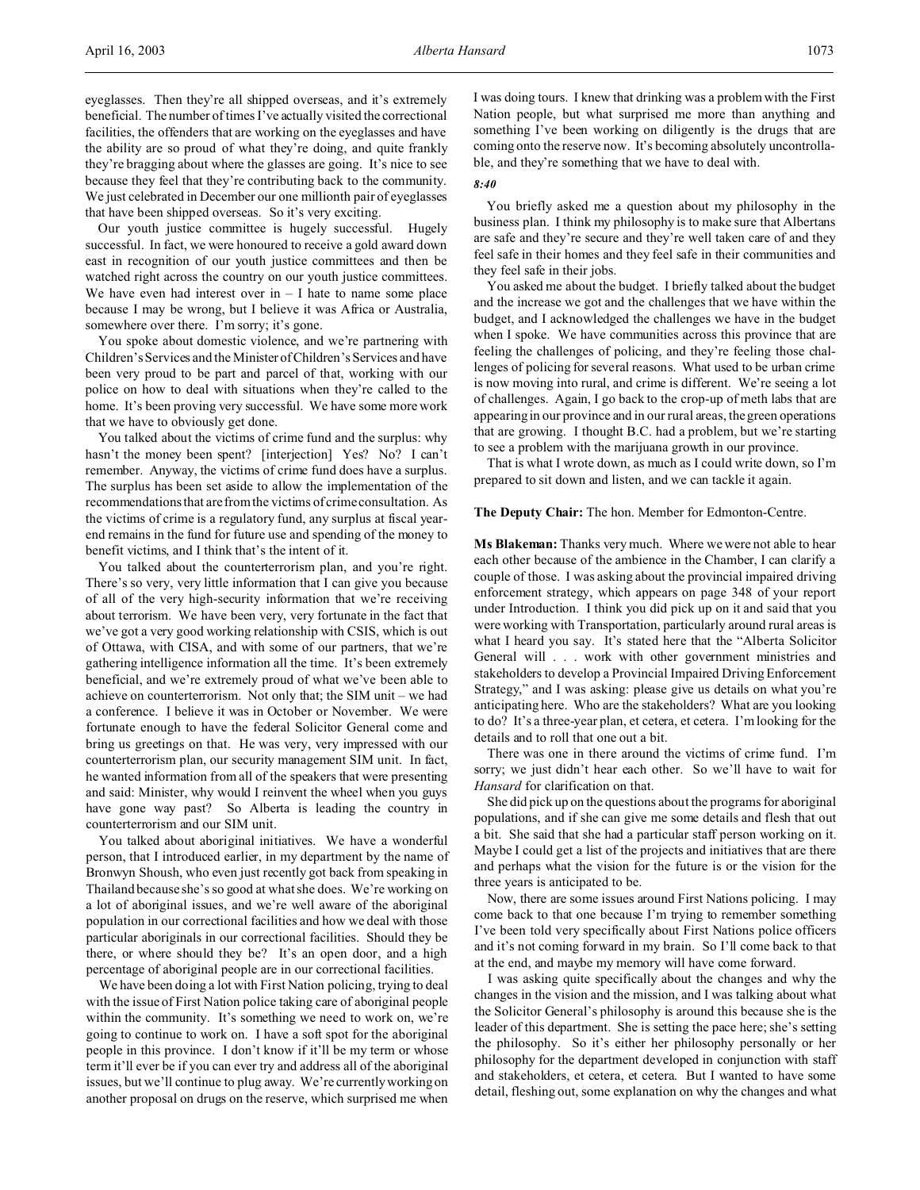eyeglasses. Then they're all shipped overseas, and it's extremely beneficial. The number of times I've actually visited the correctional facilities, the offenders that are working on the eyeglasses and have the ability are so proud of what they're doing, and quite frankly they're bragging about where the glasses are going. It's nice to see because they feel that they're contributing back to the community. We just celebrated in December our one millionth pair of eyeglasses that have been shipped overseas. So it's very exciting.

Our youth justice committee is hugely successful. Hugely successful. In fact, we were honoured to receive a gold award down east in recognition of our youth justice committees and then be watched right across the country on our youth justice committees. We have even had interest over in – I hate to name some place because I may be wrong, but I believe it was Africa or Australia, somewhere over there. I'm sorry; it's gone.

You spoke about domestic violence, and we're partnering with Children's Services and the Minister of Children's Services and have been very proud to be part and parcel of that, working with our police on how to deal with situations when they're called to the home. It's been proving very successful. We have some more work that we have to obviously get done.

You talked about the victims of crime fund and the surplus: why hasn't the money been spent? [interjection] Yes? No? I can't remember. Anyway, the victims of crime fund does have a surplus. The surplus has been set aside to allow the implementation of the recommendations that are from the victims of crime consultation. As the victims of crime is a regulatory fund, any surplus at fiscal year-end remains in the fund for future use and spending of the money to benefit victims, and I think that's the intent of it.

You talked about the counterterrorism plan, and you're right. There's so very, very little information that I can give you because of all of the very high-security information that we're receiving about terrorism. We have been very, very fortunate in the fact that we've got a very good working relationship with CSIS, which is out of Ottawa, with CISA, and with some of our partners, that we're gathering intelligence information all the time. It's been extremely beneficial, and we're extremely proud of what we've been able to achieve on counterterrorism. Not only that; the SIM unit – we had a conference. I believe it was in October or November. We were fortunate enough to have the federal Solicitor General come and bring us greetings on that. He was very, very impressed with our counterterrorism plan, our security management SIM unit. In fact, he wanted information from all of the speakers that were presenting and said: Minister, why would I reinvent the wheel when you guys have gone way past? So Alberta is leading the country in counterterrorism and our SIM unit.

You talked about aboriginal initiatives. We have a wonderful person, that I introduced earlier, in my department by the name of Bronwyn Shoush, who even just recently got back from speaking in Thailand because she's so good at what she does. We're working on a lot of aboriginal issues, and we're well aware of the aboriginal population in our correctional facilities and how we deal with those particular aboriginals in our correctional facilities. Should they be there, or where should they be? It's an open door, and a high percentage of aboriginal people are in our correctional facilities.

We have been doing a lot with First Nation policing, trying to deal with the issue of First Nation police taking care of aboriginal people within the community. It's something we need to work on, we're going to continue to work on. I have a soft spot for the aboriginal people in this province. I don't know if it'll be my term or whose term it'll ever be if you can ever try and address all of the aboriginal issues, but we'll continue to plug away. We're currently working on another proposal on drugs on the reserve, which surprised me when I was doing tours. I knew that drinking was a problem with the First Nation people, but what surprised me more than anything and something I've been working on diligently is the drugs that are coming onto the reserve now. It's becoming absolutely uncontrollable, and they're something that we have to deal with.

*8:40*

You briefly asked me a question about my philosophy in the business plan. I think my philosophy is to make sure that Albertans are safe and they're secure and they're well taken care of and they feel safe in their homes and they feel safe in their communities and they feel safe in their jobs.

You asked me about the budget. I briefly talked about the budget and the increase we got and the challenges that we have within the budget, and I acknowledged the challenges we have in the budget when I spoke. We have communities across this province that are feeling the challenges of policing, and they're feeling those challenges of policing for several reasons. What used to be urban crime is now moving into rural, and crime is different. We're seeing a lot of challenges. Again, I go back to the crop-up of meth labs that are appearing in our province and in our rural areas, the green operations that are growing. I thought B.C. had a problem, but we're starting to see a problem with the marijuana growth in our province.

That is what I wrote down, as much as I could write down, so I'm prepared to sit down and listen, and we can tackle it again.

**The Deputy Chair:** The hon. Member for Edmonton-Centre.

**Ms Blakeman:** Thanks very much. Where we were not able to hear each other because of the ambience in the Chamber, I can clarify a couple of those. I was asking about the provincial impaired driving enforcement strategy, which appears on page 348 of your report under Introduction. I think you did pick up on it and said that you were working with Transportation, particularly around rural areas is what I heard you say. It's stated here that the "Alberta Solicitor General will . . . work with other government ministries and stakeholders to develop a Provincial Impaired Driving Enforcement Strategy," and I was asking: please give us details on what you're anticipating here. Who are the stakeholders? What are you looking to do? It's a three-year plan, et cetera, et cetera. I'm looking for the details and to roll that one out a bit.

There was one in there around the victims of crime fund. I'm sorry; we just didn't hear each other. So we'll have to wait for *Hansard* for clarification on that.

She did pick up on the questions about the programs for aboriginal populations, and if she can give me some details and flesh that out a bit. She said that she had a particular staff person working on it. Maybe I could get a list of the projects and initiatives that are there and perhaps what the vision for the future is or the vision for the three years is anticipated to be.

Now, there are some issues around First Nations policing. I may come back to that one because I'm trying to remember something I've been told very specifically about First Nations police officers and it's not coming forward in my brain. So I'll come back to that at the end, and maybe my memory will have come forward.

I was asking quite specifically about the changes and why the changes in the vision and the mission, and I was talking about what the Solicitor General's philosophy is around this because she is the leader of this department. She is setting the pace here; she's setting the philosophy. So it's either her philosophy personally or her philosophy for the department developed in conjunction with staff and stakeholders, et cetera, et cetera. But I wanted to have some detail, fleshing out, some explanation on why the changes and what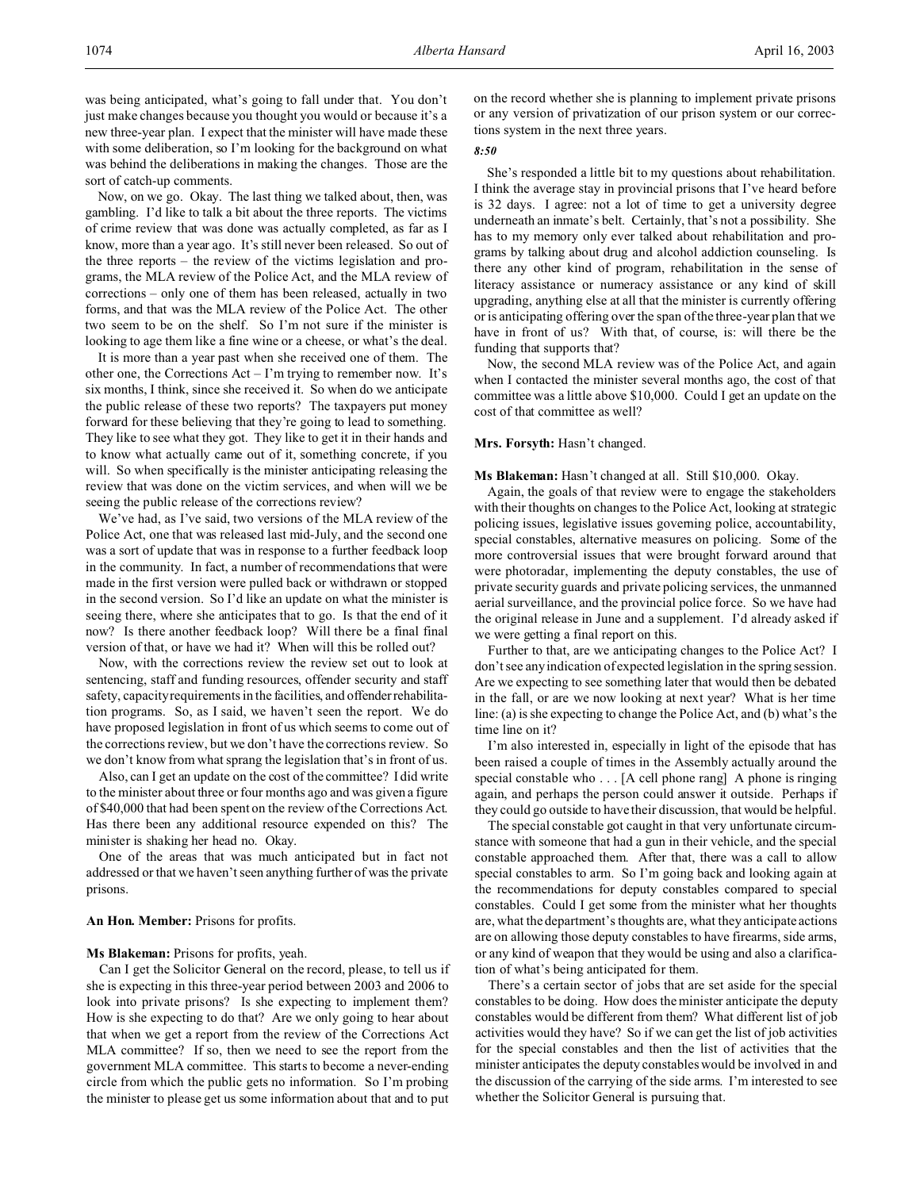was being anticipated, what's going to fall under that. You don't just make changes because you thought you would or because it's a new three-year plan. I expect that the minister will have made these with some deliberation, so I'm looking for the background on what was behind the deliberations in making the changes. Those are the sort of catch-up comments.

Now, on we go. Okay. The last thing we talked about, then, was gambling. I'd like to talk a bit about the three reports. The victims of crime review that was done was actually completed, as far as I know, more than a year ago. It's still never been released. So out of the three reports – the review of the victims legislation and programs, the MLA review of the Police Act, and the MLA review of corrections – only one of them has been released, actually in two forms, and that was the MLA review of the Police Act. The other two seem to be on the shelf. So I'm not sure if the minister is looking to age them like a fine wine or a cheese, or what's the deal.

It is more than a year past when she received one of them. The other one, the Corrections Act – I'm trying to remember now. It's six months, I think, since she received it. So when do we anticipate the public release of these two reports? The taxpayers put money forward for these believing that they're going to lead to something. They like to see what they got. They like to get it in their hands and to know what actually came out of it, something concrete, if you will. So when specifically is the minister anticipating releasing the review that was done on the victim services, and when will we be seeing the public release of the corrections review?

We've had, as I've said, two versions of the MLA review of the Police Act, one that was released last mid-July, and the second one was a sort of update that was in response to a further feedback loop in the community. In fact, a number of recommendations that were made in the first version were pulled back or withdrawn or stopped in the second version. So I'd like an update on what the minister is seeing there, where she anticipates that to go. Is that the end of it now? Is there another feedback loop? Will there be a final final version of that, or have we had it? When will this be rolled out?

Now, with the corrections review the review set out to look at sentencing, staff and funding resources, offender security and staff safety, capacity requirements in the facilities, and offender rehabilitation programs. So, as I said, we haven't seen the report. We do have proposed legislation in front of us which seems to come out of the corrections review, but we don't have the corrections review. So we don't know from what sprang the legislation that's in front of us.

Also, can I get an update on the cost of the committee? I did write to the minister about three or four months ago and was given a figure of $40,000 that had been spent on the review of the Corrections Act. Has there been any additional resource expended on this? The minister is shaking her head no. Okay.

One of the areas that was much anticipated but in fact not addressed or that we haven't seen anything further of was the private prisons.

**An Hon. Member:** Prisons for profits.

**Ms Blakeman:** Prisons for profits, yeah.

Can I get the Solicitor General on the record, please, to tell us if she is expecting in this three-year period between 2003 and 2006 to look into private prisons? Is she expecting to implement them? How is she expecting to do that? Are we only going to hear about that when we get a report from the review of the Corrections Act MLA committee? If so, then we need to see the report from the government MLA committee. This starts to become a never-ending circle from which the public gets no information. So I'm probing the minister to please get us some information about that and to put on the record whether she is planning to implement private prisons or any version of privatization of our prison system or our corrections system in the next three years.

*8:50*

She's responded a little bit to my questions about rehabilitation. I think the average stay in provincial prisons that I've heard before is 32 days. I agree: not a lot of time to get a university degree underneath an inmate's belt. Certainly, that's not a possibility. She has to my memory only ever talked about rehabilitation and programs by talking about drug and alcohol addiction counseling. Is there any other kind of program, rehabilitation in the sense of literacy assistance or numeracy assistance or any kind of skill upgrading, anything else at all that the minister is currently offering or is anticipating offering over the span of the three-year plan that we have in front of us? With that, of course, is: will there be the funding that supports that?

Now, the second MLA review was of the Police Act, and again when I contacted the minister several months ago, the cost of that committee was a little above $10,000. Could I get an update on the cost of that committee as well?

**Mrs. Forsyth:** Hasn't changed.

**Ms Blakeman:** Hasn't changed at all. Still $10,000. Okay.

Again, the goals of that review were to engage the stakeholders with their thoughts on changes to the Police Act, looking at strategic policing issues, legislative issues governing police, accountability, special constables, alternative measures on policing. Some of the more controversial issues that were brought forward around that were photoradar, implementing the deputy constables, the use of private security guards and private policing services, the unmanned aerial surveillance, and the provincial police force. So we have had the original release in June and a supplement. I'd already asked if we were getting a final report on this.

Further to that, are we anticipating changes to the Police Act? I don't see any indication of expected legislation in the spring session. Are we expecting to see something later that would then be debated in the fall, or are we now looking at next year? What is her time line: (a) is she expecting to change the Police Act, and (b) what's the time line on it?

I'm also interested in, especially in light of the episode that has been raised a couple of times in the Assembly actually around the special constable who . . . [A cell phone rang] A phone is ringing again, and perhaps the person could answer it outside. Perhaps if they could go outside to have their discussion, that would be helpful.

The special constable got caught in that very unfortunate circumstance with someone that had a gun in their vehicle, and the special constable approached them. After that, there was a call to allow special constables to arm. So I'm going back and looking again at the recommendations for deputy constables compared to special constables. Could I get some from the minister what her thoughts are, what the department's thoughts are, what they anticipate actions are on allowing those deputy constables to have firearms, side arms, or any kind of weapon that they would be using and also a clarification of what's being anticipated for them.

There's a certain sector of jobs that are set aside for the special constables to be doing. How does the minister anticipate the deputy constables would be different from them? What different list of job activities would they have? So if we can get the list of job activities for the special constables and then the list of activities that the minister anticipates the deputy constables would be involved in and the discussion of the carrying of the side arms. I'm interested to see whether the Solicitor General is pursuing that.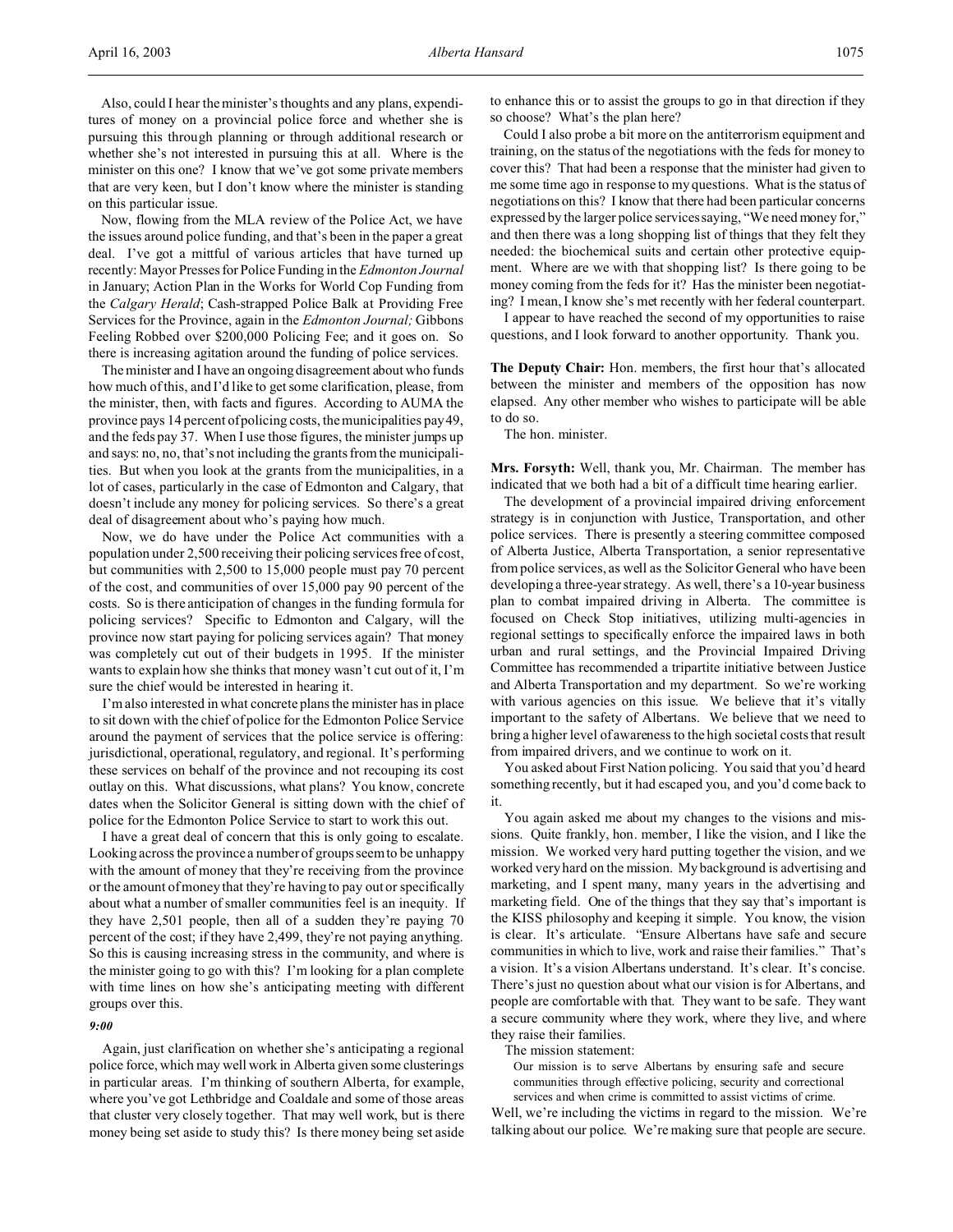Also, could I hear the minister's thoughts and any plans, expenditures of money on a provincial police force and whether she is pursuing this through planning or through additional research or whether she's not interested in pursuing this at all. Where is the minister on this one? I know that we've got some private members that are very keen, but I don't know where the minister is standing on this particular issue.

Now, flowing from the MLA review of the Police Act, we have the issues around police funding, and that's been in the paper a great deal. I've got a mittful of various articles that have turned up recently: Mayor Presses for Police Funding in the *Edmonton Journal* in January; Action Plan in the Works for World Cop Funding from the *Calgary Herald*; Cash-strapped Police Balk at Providing Free Services for the Province, again in the *Edmonton Journal;* Gibbons Feeling Robbed over $200,000 Policing Fee; and it goes on. So there is increasing agitation around the funding of police services.

The minister and I have an ongoing disagreement about who funds how much of this, and I'd like to get some clarification, please, from the minister, then, with facts and figures. According to AUMA the province pays 14 percent of policing costs, the municipalities pay 49, and the feds pay 37. When I use those figures, the minister jumps up and says: no, no, that's not including the grants from the municipalities. But when you look at the grants from the municipalities, in a lot of cases, particularly in the case of Edmonton and Calgary, that doesn't include any money for policing services. So there's a great deal of disagreement about who's paying how much.

Now, we do have under the Police Act communities with a population under 2,500 receiving their policing services free of cost, but communities with 2,500 to 15,000 people must pay 70 percent of the cost, and communities of over 15,000 pay 90 percent of the costs. So is there anticipation of changes in the funding formula for policing services? Specific to Edmonton and Calgary, will the province now start paying for policing services again? That money was completely cut out of their budgets in 1995. If the minister wants to explain how she thinks that money wasn't cut out of it, I'm sure the chief would be interested in hearing it.

I'm also interested in what concrete plans the minister has in place to sit down with the chief of police for the Edmonton Police Service around the payment of services that the police service is offering: jurisdictional, operational, regulatory, and regional. It's performing these services on behalf of the province and not recouping its cost outlay on this. What discussions, what plans? You know, concrete dates when the Solicitor General is sitting down with the chief of police for the Edmonton Police Service to start to work this out.

I have a great deal of concern that this is only going to escalate. Looking across the province a number of groups seem to be unhappy with the amount of money that they're receiving from the province or the amount of money that they're having to pay out or specifically about what a number of smaller communities feel is an inequity. If they have 2,501 people, then all of a sudden they're paying 70 percent of the cost; if they have 2,499, they're not paying anything. So this is causing increasing stress in the community, and where is the minister going to go with this? I'm looking for a plan complete with time lines on how she's anticipating meeting with different groups over this.

*9:00*

Again, just clarification on whether she's anticipating a regional police force, which may well work in Alberta given some clusterings in particular areas. I'm thinking of southern Alberta, for example, where you've got Lethbridge and Coaldale and some of those areas that cluster very closely together. That may well work, but is there money being set aside to study this? Is there money being set aside to enhance this or to assist the groups to go in that direction if they so choose? What's the plan here?

Could I also probe a bit more on the antiterrorism equipment and training, on the status of the negotiations with the feds for money to cover this? That had been a response that the minister had given to me some time ago in response to my questions. What is the status of negotiations on this? I know that there had been particular concerns expressed by the larger police services saying, "We need money for," and then there was a long shopping list of things that they felt they needed: the biochemical suits and certain other protective equipment. Where are we with that shopping list? Is there going to be money coming from the feds for it? Has the minister been negotiating? I mean, I know she's met recently with her federal counterpart.

I appear to have reached the second of my opportunities to raise questions, and I look forward to another opportunity. Thank you.

**The Deputy Chair:** Hon. members, the first hour that's allocated between the minister and members of the opposition has now elapsed. Any other member who wishes to participate will be able to do so.

The hon. minister.

**Mrs. Forsyth:** Well, thank you, Mr. Chairman. The member has indicated that we both had a bit of a difficult time hearing earlier.

The development of a provincial impaired driving enforcement strategy is in conjunction with Justice, Transportation, and other police services. There is presently a steering committee composed of Alberta Justice, Alberta Transportation, a senior representative from police services, as well as the Solicitor General who have been developing a three-year strategy. As well, there's a 10-year business plan to combat impaired driving in Alberta. The committee is focused on Check Stop initiatives, utilizing multi-agencies in regional settings to specifically enforce the impaired laws in both urban and rural settings, and the Provincial Impaired Driving Committee has recommended a tripartite initiative between Justice and Alberta Transportation and my department. So we're working with various agencies on this issue. We believe that it's vitally important to the safety of Albertans. We believe that we need to bring a higher level of awareness to the high societal costs that result from impaired drivers, and we continue to work on it.

You asked about First Nation policing. You said that you'd heard something recently, but it had escaped you, and you'd come back to it.

You again asked me about my changes to the visions and missions. Quite frankly, hon. member, I like the vision, and I like the mission. We worked very hard putting together the vision, and we worked very hard on the mission. My background is advertising and marketing, and I spent many, many years in the advertising and marketing field. One of the things that they say that's important is the KISS philosophy and keeping it simple. You know, the vision is clear. It's articulate. "Ensure Albertans have safe and secure communities in which to live, work and raise their families." That's a vision. It's a vision Albertans understand. It's clear. It's concise. There's just no question about what our vision is for Albertans, and people are comfortable with that. They want to be safe. They want a secure community where they work, where they live, and where they raise their families.

The mission statement:

> Our mission is to serve Albertans by ensuring safe and secure communities through effective policing, security and correctional services and when crime is committed to assist victims of crime.

Well, we're including the victims in regard to the mission. We're talking about our police. We're making sure that people are secure.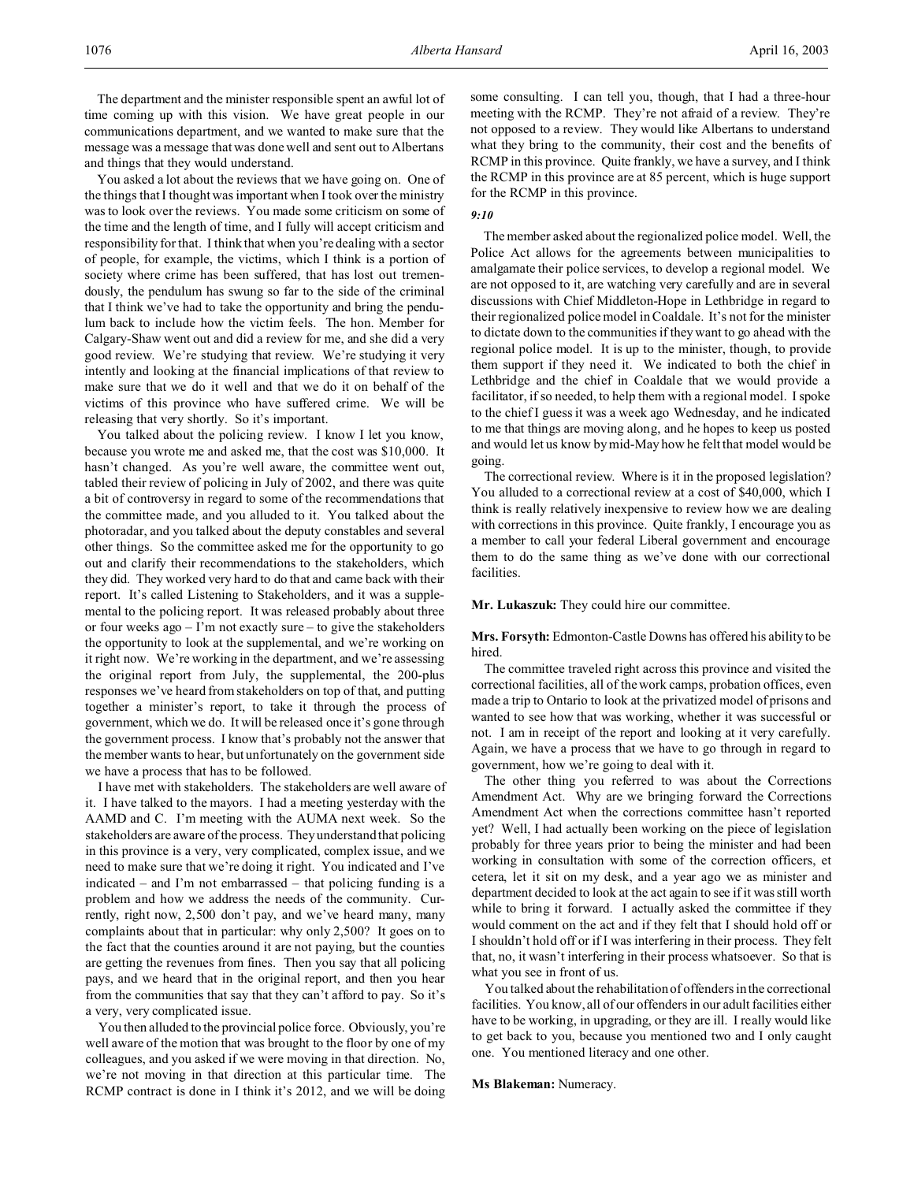The department and the minister responsible spent an awful lot of time coming up with this vision. We have great people in our communications department, and we wanted to make sure that the message was a message that was done well and sent out to Albertans and things that they would understand.

You asked a lot about the reviews that we have going on. One of the things that I thought was important when I took over the ministry was to look over the reviews. You made some criticism on some of the time and the length of time, and I fully will accept criticism and responsibility for that. I think that when you're dealing with a sector of people, for example, the victims, which I think is a portion of society where crime has been suffered, that has lost out tremendously, the pendulum has swung so far to the side of the criminal that I think we've had to take the opportunity and bring the pendulum back to include how the victim feels. The hon. Member for Calgary-Shaw went out and did a review for me, and she did a very good review. We're studying that review. We're studying it very intently and looking at the financial implications of that review to make sure that we do it well and that we do it on behalf of the victims of this province who have suffered crime. We will be releasing that very shortly. So it's important.

You talked about the policing review. I know I let you know, because you wrote me and asked me, that the cost was $10,000. It hasn't changed. As you're well aware, the committee went out, tabled their review of policing in July of 2002, and there was quite a bit of controversy in regard to some of the recommendations that the committee made, and you alluded to it. You talked about the photoradar, and you talked about the deputy constables and several other things. So the committee asked me for the opportunity to go out and clarify their recommendations to the stakeholders, which they did. They worked very hard to do that and came back with their report. It's called Listening to Stakeholders, and it was a supplemental to the policing report. It was released probably about three or four weeks ago – I'm not exactly sure – to give the stakeholders the opportunity to look at the supplemental, and we're working on it right now. We're working in the department, and we're assessing the original report from July, the supplemental, the 200-plus responses we've heard from stakeholders on top of that, and putting together a minister's report, to take it through the process of government, which we do. It will be released once it's gone through the government process. I know that's probably not the answer that the member wants to hear, but unfortunately on the government side we have a process that has to be followed.

I have met with stakeholders. The stakeholders are well aware of it. I have talked to the mayors. I had a meeting yesterday with the AAMD and C. I'm meeting with the AUMA next week. So the stakeholders are aware of the process. They understand that policing in this province is a very, very complicated, complex issue, and we need to make sure that we're doing it right. You indicated and I've indicated – and I'm not embarrassed – that policing funding is a problem and how we address the needs of the community. Currently, right now, 2,500 don't pay, and we've heard many, many complaints about that in particular: why only 2,500? It goes on to the fact that the counties around it are not paying, but the counties are getting the revenues from fines. Then you say that all policing pays, and we heard that in the original report, and then you hear from the communities that say that they can't afford to pay. So it's a very, very complicated issue.

You then alluded to the provincial police force. Obviously, you're well aware of the motion that was brought to the floor by one of my colleagues, and you asked if we were moving in that direction. No, we're not moving in that direction at this particular time. The RCMP contract is done in I think it's 2012, and we will be doing some consulting. I can tell you, though, that I had a three-hour meeting with the RCMP. They're not afraid of a review. They're not opposed to a review. They would like Albertans to understand what they bring to the community, their cost and the benefits of RCMP in this province. Quite frankly, we have a survey, and I think the RCMP in this province are at 85 percent, which is huge support for the RCMP in this province.

*9:10*

The member asked about the regionalized police model. Well, the Police Act allows for the agreements between municipalities to amalgamate their police services, to develop a regional model. We are not opposed to it, are watching very carefully and are in several discussions with Chief Middleton-Hope in Lethbridge in regard to their regionalized police model in Coaldale. It's not for the minister to dictate down to the communities if they want to go ahead with the regional police model. It is up to the minister, though, to provide them support if they need it. We indicated to both the chief in Lethbridge and the chief in Coaldale that we would provide a facilitator, if so needed, to help them with a regional model. I spoke to the chief I guess it was a week ago Wednesday, and he indicated to me that things are moving along, and he hopes to keep us posted and would let us know by mid-May how he felt that model would be going.

The correctional review. Where is it in the proposed legislation? You alluded to a correctional review at a cost of $40,000, which I think is really relatively inexpensive to review how we are dealing with corrections in this province. Quite frankly, I encourage you as a member to call your federal Liberal government and encourage them to do the same thing as we've done with our correctional facilities.

**Mr. Lukaszuk:** They could hire our committee.

**Mrs. Forsyth:** Edmonton-Castle Downs has offered his ability to be hired.

The committee traveled right across this province and visited the correctional facilities, all of the work camps, probation offices, even made a trip to Ontario to look at the privatized model of prisons and wanted to see how that was working, whether it was successful or not. I am in receipt of the report and looking at it very carefully. Again, we have a process that we have to go through in regard to government, how we're going to deal with it.

The other thing you referred to was about the Corrections Amendment Act. Why are we bringing forward the Corrections Amendment Act when the corrections committee hasn't reported yet? Well, I had actually been working on the piece of legislation probably for three years prior to being the minister and had been working in consultation with some of the correction officers, et cetera, let it sit on my desk, and a year ago we as minister and department decided to look at the act again to see if it was still worth while to bring it forward. I actually asked the committee if they would comment on the act and if they felt that I should hold off or I shouldn't hold off or if I was interfering in their process. They felt that, no, it wasn't interfering in their process whatsoever. So that is what you see in front of us.

You talked about the rehabilitation of offenders in the correctional facilities. You know, all of our offenders in our adult facilities either have to be working, in upgrading, or they are ill. I really would like to get back to you, because you mentioned two and I only caught one. You mentioned literacy and one other.

**Ms Blakeman:** Numeracy.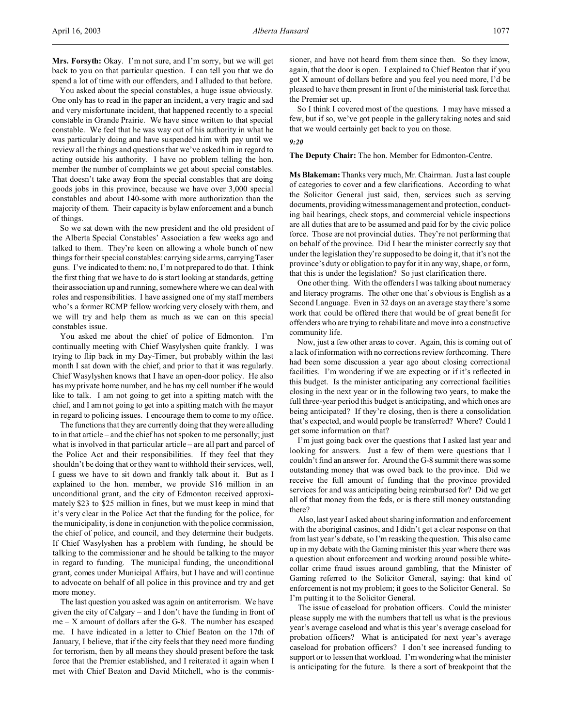**Mrs. Forsyth:** Okay. I'm not sure, and I'm sorry, but we will get back to you on that particular question. I can tell you that we do spend a lot of time with our offenders, and I alluded to that before.

You asked about the special constables, a huge issue obviously. One only has to read in the paper an incident, a very tragic and sad and very misfortunate incident, that happened recently to a special constable in Grande Prairie. We have since written to that special constable. We feel that he was way out of his authority in what he was particularly doing and have suspended him with pay until we review all the things and questions that we've asked him in regard to acting outside his authority. I have no problem telling the hon. member the number of complaints we get about special constables. That doesn't take away from the special constables that are doing goods jobs in this province, because we have over 3,000 special constables and about 140-some with more authorization than the majority of them. Their capacity is bylaw enforcement and a bunch of things.

So we sat down with the new president and the old president of the Alberta Special Constables' Association a few weeks ago and talked to them. They're keen on allowing a whole bunch of new things for their special constables: carrying side arms, carrying Taser guns. I've indicated to them: no, I'm not prepared to do that. I think the first thing that we have to do is start looking at standards, getting their association up and running, somewhere where we can deal with roles and responsibilities. I have assigned one of my staff members who's a former RCMP fellow working very closely with them, and we will try and help them as much as we can on this special constables issue.

You asked me about the chief of police of Edmonton. I'm continually meeting with Chief Wasylyshen quite frankly. I was trying to flip back in my Day-Timer, but probably within the last month I sat down with the chief, and prior to that it was regularly. Chief Wasylyshen knows that I have an open-door policy. He also has my private home number, and he has my cell number if he would like to talk. I am not going to get into a spitting match with the chief, and I am not going to get into a spitting match with the mayor in regard to policing issues. I encourage them to come to my office.

The functions that they are currently doing that they were alluding to in that article – and the chief has not spoken to me personally; just what is involved in that particular article – are all part and parcel of the Police Act and their responsibilities. If they feel that they shouldn't be doing that or they want to withhold their services, well, I guess we have to sit down and frankly talk about it. But as I explained to the hon. member, we provide $16 million in an unconditional grant, and the city of Edmonton received approximately $23 to $25 million in fines, but we must keep in mind that it's very clear in the Police Act that the funding for the police, for the municipality, is done in conjunction with the police commission, the chief of police, and council, and they determine their budgets. If Chief Wasylyshen has a problem with funding, he should be talking to the commissioner and he should be talking to the mayor in regard to funding. The municipal funding, the unconditional grant, comes under Municipal Affairs, but I have and will continue to advocate on behalf of all police in this province and try and get more money.

The last question you asked was again on antiterrorism. We have given the city of Calgary – and I don't have the funding in front of me – X amount of dollars after the G-8. The number has escaped me. I have indicated in a letter to Chief Beaton on the 17th of January, I believe, that if the city feels that they need more funding for terrorism, then by all means they should present before the task force that the Premier established, and I reiterated it again when I met with Chief Beaton and David Mitchell, who is the commissioner, and have not heard from them since then. So they know, again, that the door is open. I explained to Chief Beaton that if you got X amount of dollars before and you feel you need more, I'd be pleased to have them present in front of the ministerial task force that the Premier set up.

So I think I covered most of the questions. I may have missed a few, but if so, we've got people in the gallery taking notes and said that we would certainly get back to you on those.

*9:20*

**The Deputy Chair:** The hon. Member for Edmonton-Centre.

**Ms Blakeman:** Thanks very much, Mr. Chairman. Just a last couple of categories to cover and a few clarifications. According to what the Solicitor General just said, then, services such as serving documents, providing witness management and protection, conducting bail hearings, check stops, and commercial vehicle inspections are all duties that are to be assumed and paid for by the civic police force. Those are not provincial duties. They're not performing that on behalf of the province. Did I hear the minister correctly say that under the legislation they're supposed to be doing it, that it's not the province's duty or obligation to pay for it in any way, shape, or form, that this is under the legislation? So just clarification there.

One other thing. With the offenders I was talking about numeracy and literacy programs. The other one that's obvious is English as a Second Language. Even in 32 days on an average stay there's some work that could be offered there that would be of great benefit for offenders who are trying to rehabilitate and move into a constructive community life.

Now, just a few other areas to cover. Again, this is coming out of a lack of information with no corrections review forthcoming. There had been some discussion a year ago about closing correctional facilities. I'm wondering if we are expecting or if it's reflected in this budget. Is the minister anticipating any correctional facilities closing in the next year or in the following two years, to make the full three-year period this budget is anticipating, and which ones are being anticipated? If they're closing, then is there a consolidation that's expected, and would people be transferred? Where? Could I get some information on that?

I'm just going back over the questions that I asked last year and looking for answers. Just a few of them were questions that I couldn't find an answer for. Around the G-8 summit there was some outstanding money that was owed back to the province. Did we receive the full amount of funding that the province provided services for and was anticipating being reimbursed for? Did we get all of that money from the feds, or is there still money outstanding there?

Also, last year I asked about sharing information and enforcement with the aboriginal casinos, and I didn't get a clear response on that from last year's debate, so I'm reasking the question. This also came up in my debate with the Gaming minister this year where there was a question about enforcement and working around possible white-collar crime fraud issues around gambling, that the Minister of Gaming referred to the Solicitor General, saying: that kind of enforcement is not my problem; it goes to the Solicitor General. So I'm putting it to the Solicitor General.

The issue of caseload for probation officers. Could the minister please supply me with the numbers that tell us what is the previous year's average caseload and what is this year's average caseload for probation officers? What is anticipated for next year's average caseload for probation officers? I don't see increased funding to support or to lessen that workload. I'm wondering what the minister is anticipating for the future. Is there a sort of breakpoint that the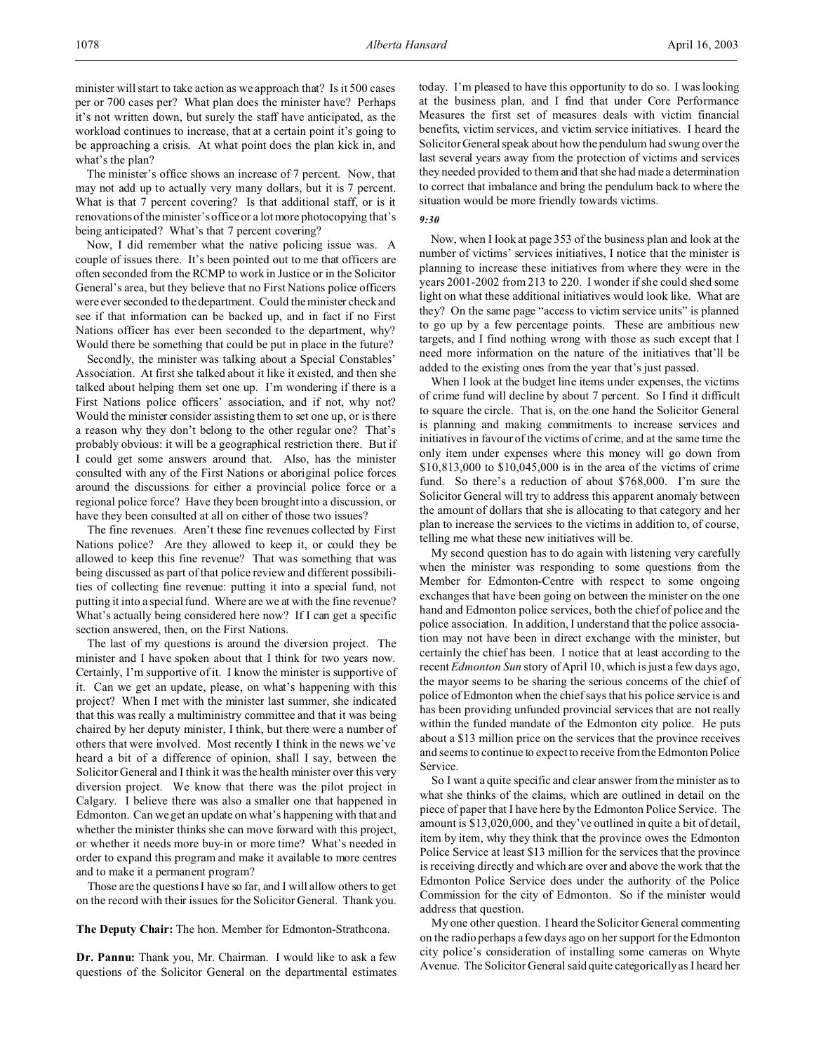minister will start to take action as we approach that? Is it 500 cases per or 700 cases per? What plan does the minister have? Perhaps it's not written down, but surely the staff have anticipated, as the workload continues to increase, that at a certain point it's going to be approaching a crisis. At what point does the plan kick in, and what's the plan?

The minister's office shows an increase of 7 percent. Now, that may not add up to actually very many dollars, but it is 7 percent. What is that 7 percent covering? Is that additional staff, or is it renovations of the minister's office or a lot more photocopying that's being anticipated? What's that 7 percent covering?

Now, I did remember what the native policing issue was. A couple of issues there. It's been pointed out to me that officers are often seconded from the RCMP to work in Justice or in the Solicitor General's area, but they believe that no First Nations police officers were ever seconded to the department. Could the minister check and see if that information can be backed up, and in fact if no First Nations officer has ever been seconded to the department, why? Would there be something that could be put in place in the future?

Secondly, the minister was talking about a Special Constables' Association. At first she talked about it like it existed, and then she talked about helping them set one up. I'm wondering if there is a First Nations police officers' association, and if not, why not? Would the minister consider assisting them to set one up, or is there a reason why they don't belong to the other regular one? That's probably obvious: it will be a geographical restriction there. But if I could get some answers around that. Also, has the minister consulted with any of the First Nations or aboriginal police forces around the discussions for either a provincial police force or a regional police force? Have they been brought into a discussion, or have they been consulted at all on either of those two issues?

The fine revenues. Aren't these fine revenues collected by First Nations police? Are they allowed to keep it, or could they be allowed to keep this fine revenue? That was something that was being discussed as part of that police review and different possibilities of collecting fine revenue: putting it into a special fund, not putting it into a special fund. Where are we at with the fine revenue? What's actually being considered here now? If I can get a specific section answered, then, on the First Nations.

The last of my questions is around the diversion project. The minister and I have spoken about that I think for two years now. Certainly, I'm supportive of it. I know the minister is supportive of it. Can we get an update, please, on what's happening with this project? When I met with the minister last summer, she indicated that this was really a multiministry committee and that it was being chaired by her deputy minister, I think, but there were a number of others that were involved. Most recently I think in the news we've heard a bit of a difference of opinion, shall I say, between the Solicitor General and I think it was the health minister over this very diversion project. We know that there was the pilot project in Calgary. I believe there was also a smaller one that happened in Edmonton. Can we get an update on what's happening with that and whether the minister thinks she can move forward with this project, or whether it needs more buy-in or more time? What's needed in order to expand this program and make it available to more centres and to make it a permanent program?

Those are the questions I have so far, and I will allow others to get on the record with their issues for the Solicitor General. Thank you.

**The Deputy Chair:** The hon. Member for Edmonton-Strathcona.

**Dr. Pannu:** Thank you, Mr. Chairman. I would like to ask a few questions of the Solicitor General on the departmental estimates today. I'm pleased to have this opportunity to do so. I was looking at the business plan, and I find that under Core Performance Measures the first set of measures deals with victim financial benefits, victim services, and victim service initiatives. I heard the Solicitor General speak about how the pendulum had swung over the last several years away from the protection of victims and services they needed provided to them and that she had made a determination to correct that imbalance and bring the pendulum back to where the situation would be more friendly towards victims.

*9:30*

Now, when I look at page 353 of the business plan and look at the number of victims' services initiatives, I notice that the minister is planning to increase these initiatives from where they were in the years 2001-2002 from 213 to 220. I wonder if she could shed some light on what these additional initiatives would look like. What are they? On the same page "access to victim service units" is planned to go up by a few percentage points. These are ambitious new targets, and I find nothing wrong with those as such except that I need more information on the nature of the initiatives that'll be added to the existing ones from the year that's just passed.

When I look at the budget line items under expenses, the victims of crime fund will decline by about 7 percent. So I find it difficult to square the circle. That is, on the one hand the Solicitor General is planning and making commitments to increase services and initiatives in favour of the victims of crime, and at the same time the only item under expenses where this money will go down from $10,813,000 to $10,045,000 is in the area of the victims of crime fund. So there's a reduction of about $768,000. I'm sure the Solicitor General will try to address this apparent anomaly between the amount of dollars that she is allocating to that category and her plan to increase the services to the victims in addition to, of course, telling me what these new initiatives will be.

My second question has to do again with listening very carefully when the minister was responding to some questions from the Member for Edmonton-Centre with respect to some ongoing exchanges that have been going on between the minister on the one hand and Edmonton police services, both the chief of police and the police association. In addition, I understand that the police association may not have been in direct exchange with the minister, but certainly the chief has been. I notice that at least according to the recent *Edmonton Sun* story of April 10, which is just a few days ago, the mayor seems to be sharing the serious concerns of the chief of police of Edmonton when the chief says that his police service is and has been providing unfunded provincial services that are not really within the funded mandate of the Edmonton city police. He puts about a $13 million price on the services that the province receives and seems to continue to expect to receive from the Edmonton Police Service.

So I want a quite specific and clear answer from the minister as to what she thinks of the claims, which are outlined in detail on the piece of paper that I have here by the Edmonton Police Service. The amount is $13,020,000, and they've outlined in quite a bit of detail, item by item, why they think that the province owes the Edmonton Police Service at least $13 million for the services that the province is receiving directly and which are over and above the work that the Edmonton Police Service does under the authority of the Police Commission for the city of Edmonton. So if the minister would address that question.

My one other question. I heard the Solicitor General commenting on the radio perhaps a few days ago on her support for the Edmonton city police's consideration of installing some cameras on Whyte Avenue. The Solicitor General said quite categorically as I heard her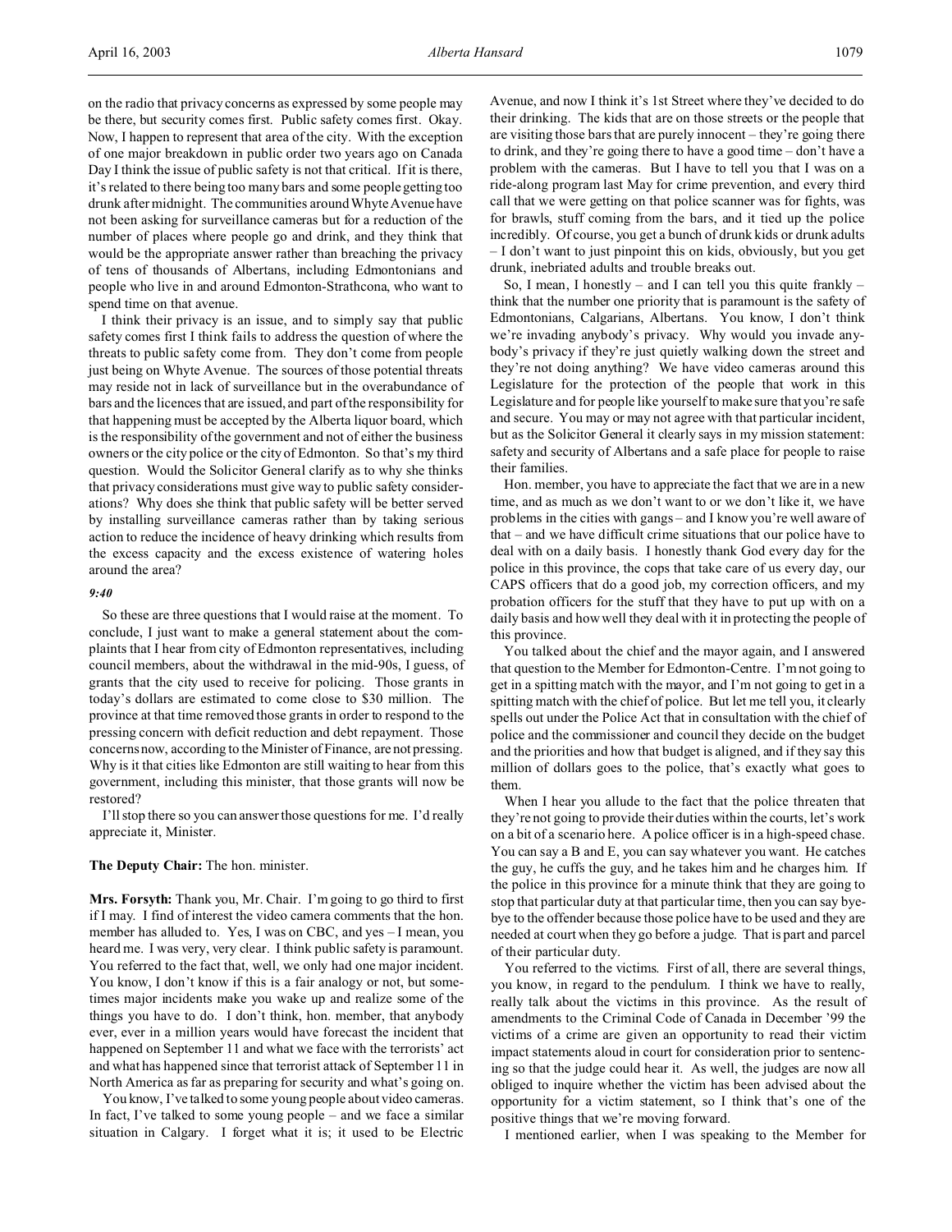on the radio that privacy concerns as expressed by some people may be there, but security comes first. Public safety comes first. Okay. Now, I happen to represent that area of the city. With the exception of one major breakdown in public order two years ago on Canada Day I think the issue of public safety is not that critical. If it is there, it's related to there being too many bars and some people getting too drunk after midnight. The communities around Whyte Avenue have not been asking for surveillance cameras but for a reduction of the number of places where people go and drink, and they think that would be the appropriate answer rather than breaching the privacy of tens of thousands of Albertans, including Edmontonians and people who live in and around Edmonton-Strathcona, who want to spend time on that avenue.

I think their privacy is an issue, and to simply say that public safety comes first I think fails to address the question of where the threats to public safety come from. They don't come from people just being on Whyte Avenue. The sources of those potential threats may reside not in lack of surveillance but in the overabundance of bars and the licences that are issued, and part of the responsibility for that happening must be accepted by the Alberta liquor board, which is the responsibility of the government and not of either the business owners or the city police or the city of Edmonton. So that's my third question. Would the Solicitor General clarify as to why she thinks that privacy considerations must give way to public safety considerations? Why does she think that public safety will be better served by installing surveillance cameras rather than by taking serious action to reduce the incidence of heavy drinking which results from the excess capacity and the excess existence of watering holes around the area?

*9:40*

So these are three questions that I would raise at the moment. To conclude, I just want to make a general statement about the complaints that I hear from city of Edmonton representatives, including council members, about the withdrawal in the mid-90s, I guess, of grants that the city used to receive for policing. Those grants in today's dollars are estimated to come close to $30 million. The province at that time removed those grants in order to respond to the pressing concern with deficit reduction and debt repayment. Those concerns now, according to the Minister of Finance, are not pressing. Why is it that cities like Edmonton are still waiting to hear from this government, including this minister, that those grants will now be restored?

I'll stop there so you can answer those questions for me. I'd really appreciate it, Minister.

**The Deputy Chair:** The hon. minister.

**Mrs. Forsyth:** Thank you, Mr. Chair. I'm going to go third to first if I may. I find of interest the video camera comments that the hon. member has alluded to. Yes, I was on CBC, and yes – I mean, you heard me. I was very, very clear. I think public safety is paramount. You referred to the fact that, well, we only had one major incident. You know, I don't know if this is a fair analogy or not, but sometimes major incidents make you wake up and realize some of the things you have to do. I don't think, hon. member, that anybody ever, ever in a million years would have forecast the incident that happened on September 11 and what we face with the terrorists' act and what has happened since that terrorist attack of September 11 in North America as far as preparing for security and what's going on.

You know, I've talked to some young people about video cameras. In fact, I've talked to some young people – and we face a similar situation in Calgary. I forget what it is; it used to be Electric Avenue, and now I think it's 1st Street where they've decided to do their drinking. The kids that are on those streets or the people that are visiting those bars that are purely innocent – they're going there to drink, and they're going there to have a good time – don't have a problem with the cameras. But I have to tell you that I was on a ride-along program last May for crime prevention, and every third call that we were getting on that police scanner was for fights, was for brawls, stuff coming from the bars, and it tied up the police incredibly. Of course, you get a bunch of drunk kids or drunk adults – I don't want to just pinpoint this on kids, obviously, but you get drunk, inebriated adults and trouble breaks out.

So, I mean, I honestly – and I can tell you this quite frankly – think that the number one priority that is paramount is the safety of Edmontonians, Calgarians, Albertans. You know, I don't think we're invading anybody's privacy. Why would you invade anybody's privacy if they're just quietly walking down the street and they're not doing anything? We have video cameras around this Legislature for the protection of the people that work in this Legislature and for people like yourself to make sure that you're safe and secure. You may or may not agree with that particular incident, but as the Solicitor General it clearly says in my mission statement: safety and security of Albertans and a safe place for people to raise their families.

Hon. member, you have to appreciate the fact that we are in a new time, and as much as we don't want to or we don't like it, we have problems in the cities with gangs – and I know you're well aware of that – and we have difficult crime situations that our police have to deal with on a daily basis. I honestly thank God every day for the police in this province, the cops that take care of us every day, our CAPS officers that do a good job, my correction officers, and my probation officers for the stuff that they have to put up with on a daily basis and how well they deal with it in protecting the people of this province.

You talked about the chief and the mayor again, and I answered that question to the Member for Edmonton-Centre. I'm not going to get in a spitting match with the mayor, and I'm not going to get in a spitting match with the chief of police. But let me tell you, it clearly spells out under the Police Act that in consultation with the chief of police and the commissioner and council they decide on the budget and the priorities and how that budget is aligned, and if they say this million of dollars goes to the police, that's exactly what goes to them.

When I hear you allude to the fact that the police threaten that they're not going to provide their duties within the courts, let's work on a bit of a scenario here. A police officer is in a high-speed chase. You can say a B and E, you can say whatever you want. He catches the guy, he cuffs the guy, and he takes him and he charges him. If the police in this province for a minute think that they are going to stop that particular duty at that particular time, then you can say bye-bye to the offender because those police have to be used and they are needed at court when they go before a judge. That is part and parcel of their particular duty.

You referred to the victims. First of all, there are several things, you know, in regard to the pendulum. I think we have to really, really talk about the victims in this province. As the result of amendments to the Criminal Code of Canada in December '99 the victims of a crime are given an opportunity to read their victim impact statements aloud in court for consideration prior to sentencing so that the judge could hear it. As well, the judges are now all obliged to inquire whether the victim has been advised about the opportunity for a victim statement, so I think that's one of the positive things that we're moving forward.

I mentioned earlier, when I was speaking to the Member for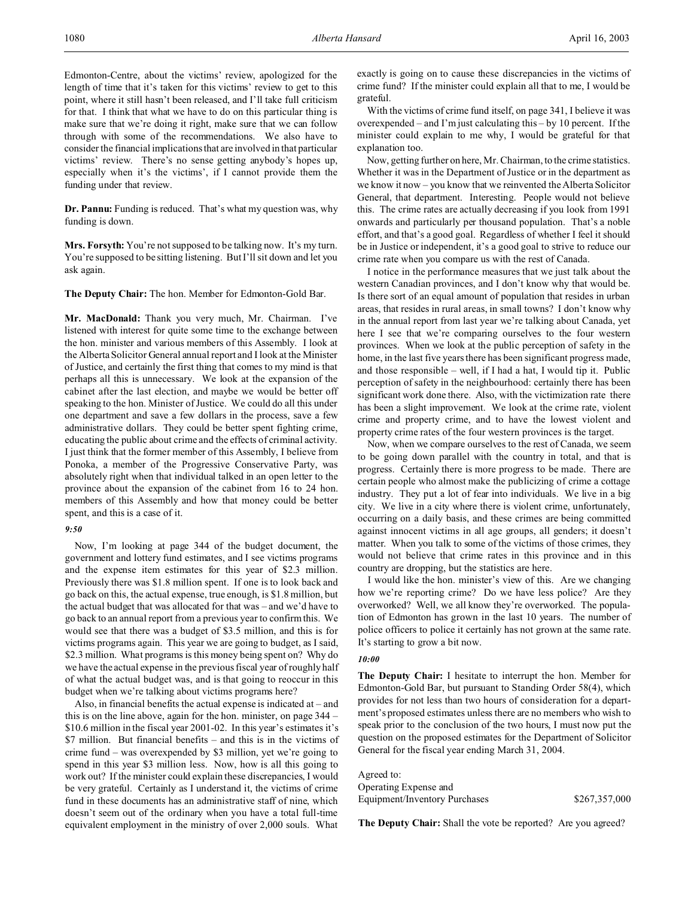Edmonton-Centre, about the victims' review, apologized for the length of time that it's taken for this victims' review to get to this point, where it still hasn't been released, and I'll take full criticism for that. I think that what we have to do on this particular thing is make sure that we're doing it right, make sure that we can follow through with some of the recommendations. We also have to consider the financial implications that are involved in that particular victims' review. There's no sense getting anybody's hopes up, especially when it's the victims', if I cannot provide them the funding under that review.

**Dr. Pannu:** Funding is reduced. That's what my question was, why funding is down.

**Mrs. Forsyth:** You're not supposed to be talking now. It's my turn. You're supposed to be sitting listening. But I'll sit down and let you ask again.

**The Deputy Chair:** The hon. Member for Edmonton-Gold Bar.

**Mr. MacDonald:** Thank you very much, Mr. Chairman. I've listened with interest for quite some time to the exchange between the hon. minister and various members of this Assembly. I look at the Alberta Solicitor General annual report and I look at the Minister of Justice, and certainly the first thing that comes to my mind is that perhaps all this is unnecessary. We look at the expansion of the cabinet after the last election, and maybe we would be better off speaking to the hon. Minister of Justice. We could do all this under one department and save a few dollars in the process, save a few administrative dollars. They could be better spent fighting crime, educating the public about crime and the effects of criminal activity. I just think that the former member of this Assembly, I believe from Ponoka, a member of the Progressive Conservative Party, was absolutely right when that individual talked in an open letter to the province about the expansion of the cabinet from 16 to 24 hon. members of this Assembly and how that money could be better spent, and this is a case of it.

*9:50*

Now, I'm looking at page 344 of the budget document, the government and lottery fund estimates, and I see victims programs and the expense item estimates for this year of $2.3 million. Previously there was $1.8 million spent. If one is to look back and go back on this, the actual expense, true enough, is $1.8 million, but the actual budget that was allocated for that was – and we'd have to go back to an annual report from a previous year to confirm this. We would see that there was a budget of $3.5 million, and this is for victims programs again. This year we are going to budget, as I said, $2.3 million. What programs is this money being spent on? Why do we have the actual expense in the previous fiscal year of roughly half of what the actual budget was, and is that going to reoccur in this budget when we're talking about victims programs here?

Also, in financial benefits the actual expense is indicated at – and this is on the line above, again for the hon. minister, on page 344 – $10.6 million in the fiscal year 2001-02. In this year's estimates it's $7 million. But financial benefits – and this is in the victims of crime fund – was overexpended by $3 million, yet we're going to spend in this year $3 million less. Now, how is all this going to work out? If the minister could explain these discrepancies, I would be very grateful. Certainly as I understand it, the victims of crime fund in these documents has an administrative staff of nine, which doesn't seem out of the ordinary when you have a total full-time equivalent employment in the ministry of over 2,000 souls. What exactly is going on to cause these discrepancies in the victims of crime fund? If the minister could explain all that to me, I would be grateful.

With the victims of crime fund itself, on page 341, I believe it was overexpended – and I'm just calculating this – by 10 percent. If the minister could explain to me why, I would be grateful for that explanation too.

Now, getting further on here, Mr. Chairman, to the crime statistics. Whether it was in the Department of Justice or in the department as we know it now – you know that we reinvented the Alberta Solicitor General, that department. Interesting. People would not believe this. The crime rates are actually decreasing if you look from 1991 onwards and particularly per thousand population. That's a noble effort, and that's a good goal. Regardless of whether I feel it should be in Justice or independent, it's a good goal to strive to reduce our crime rate when you compare us with the rest of Canada.

I notice in the performance measures that we just talk about the western Canadian provinces, and I don't know why that would be. Is there sort of an equal amount of population that resides in urban areas, that resides in rural areas, in small towns? I don't know why in the annual report from last year we're talking about Canada, yet here I see that we're comparing ourselves to the four western provinces. When we look at the public perception of safety in the home, in the last five years there has been significant progress made, and those responsible – well, if I had a hat, I would tip it. Public perception of safety in the neighbourhood: certainly there has been significant work done there. Also, with the victimization rate there has been a slight improvement. We look at the crime rate, violent crime and property crime, and to have the lowest violent and property crime rates of the four western provinces is the target.

Now, when we compare ourselves to the rest of Canada, we seem to be going down parallel with the country in total, and that is progress. Certainly there is more progress to be made. There are certain people who almost make the publicizing of crime a cottage industry. They put a lot of fear into individuals. We live in a big city. We live in a city where there is violent crime, unfortunately, occurring on a daily basis, and these crimes are being committed against innocent victims in all age groups, all genders; it doesn't matter. When you talk to some of the victims of those crimes, they would not believe that crime rates in this province and in this country are dropping, but the statistics are here.

I would like the hon. minister's view of this. Are we changing how we're reporting crime? Do we have less police? Are they overworked? Well, we all know they're overworked. The population of Edmonton has grown in the last 10 years. The number of police officers to police it certainly has not grown at the same rate. It's starting to grow a bit now.

*10:00*

**The Deputy Chair:** I hesitate to interrupt the hon. Member for Edmonton-Gold Bar, but pursuant to Standing Order 58(4), which provides for not less than two hours of consideration for a department's proposed estimates unless there are no members who wish to speak prior to the conclusion of the two hours, I must now put the question on the proposed estimates for the Department of Solicitor General for the fiscal year ending March 31, 2004.

Agreed to:
Operating Expense and
Equipment/Inventory Purchases $267,357,000

**The Deputy Chair:** Shall the vote be reported? Are you agreed?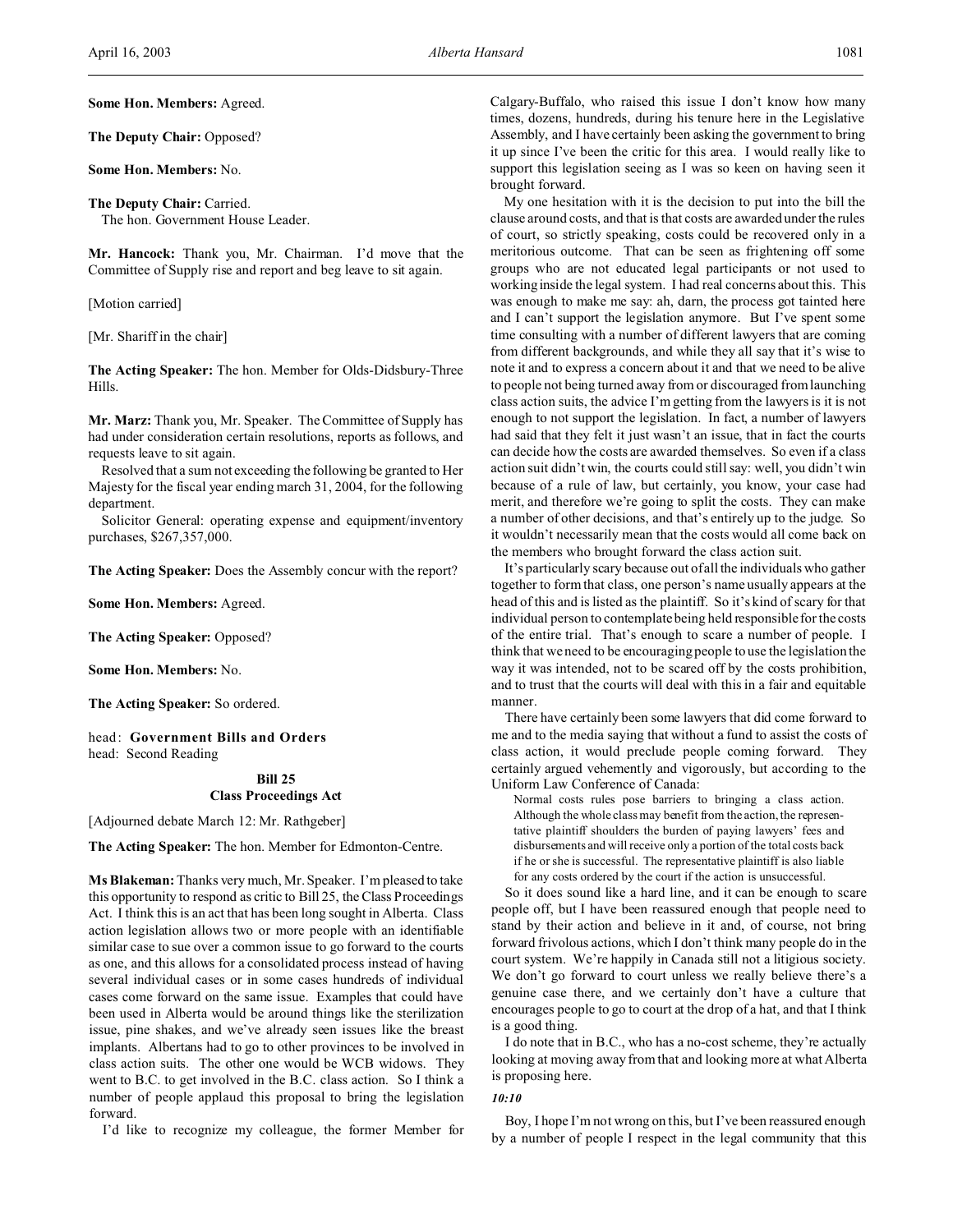**Some Hon. Members:** Agreed.

**The Deputy Chair:** Opposed?

**Some Hon. Members:** No.

**The Deputy Chair:** Carried.

The hon. Government House Leader.

**Mr. Hancock:** Thank you, Mr. Chairman. I'd move that the Committee of Supply rise and report and beg leave to sit again.

[Motion carried]

[Mr. Shariff in the chair]

**The Acting Speaker:** The hon. Member for Olds-Didsbury-Three Hills.

**Mr. Marz:** Thank you, Mr. Speaker. The Committee of Supply has had under consideration certain resolutions, reports as follows, and requests leave to sit again.

Resolved that a sum not exceeding the following be granted to Her Majesty for the fiscal year ending march 31, 2004, for the following department.

Solicitor General: operating expense and equipment/inventory purchases, $267,357,000.

**The Acting Speaker:** Does the Assembly concur with the report?

**Some Hon. Members:** Agreed.

**The Acting Speaker:** Opposed?

**Some Hon. Members:** No.

**The Acting Speaker:** So ordered.

head: **Government Bills and Orders**
head: Second Reading

### Bill 25
### Class Proceedings Act

[Adjourned debate March 12: Mr. Rathgeber]

**The Acting Speaker:** The hon. Member for Edmonton-Centre.

**Ms Blakeman:** Thanks very much, Mr. Speaker. I'm pleased to take this opportunity to respond as critic to Bill 25, the Class Proceedings Act. I think this is an act that has been long sought in Alberta. Class action legislation allows two or more people with an identifiable similar case to sue over a common issue to go forward to the courts as one, and this allows for a consolidated process instead of having several individual cases or in some cases hundreds of individual cases come forward on the same issue. Examples that could have been used in Alberta would be around things like the sterilization issue, pine shakes, and we've already seen issues like the breast implants. Albertans had to go to other provinces to be involved in class action suits. The other one would be WCB widows. They went to B.C. to get involved in the B.C. class action. So I think a number of people applaud this proposal to bring the legislation forward.

I'd like to recognize my colleague, the former Member for Calgary-Buffalo, who raised this issue I don't know how many times, dozens, hundreds, during his tenure here in the Legislative Assembly, and I have certainly been asking the government to bring it up since I've been the critic for this area. I would really like to support this legislation seeing as I was so keen on having seen it brought forward.

My one hesitation with it is the decision to put into the bill the clause around costs, and that is that costs are awarded under the rules of court, so strictly speaking, costs could be recovered only in a meritorious outcome. That can be seen as frightening off some groups who are not educated legal participants or not used to working inside the legal system. I had real concerns about this. This was enough to make me say: ah, darn, the process got tainted here and I can't support the legislation anymore. But I've spent some time consulting with a number of different lawyers that are coming from different backgrounds, and while they all say that it's wise to note it and to express a concern about it and that we need to be alive to people not being turned away from or discouraged from launching class action suits, the advice I'm getting from the lawyers is it is not enough to not support the legislation. In fact, a number of lawyers had said that they felt it just wasn't an issue, that in fact the courts can decide how the costs are awarded themselves. So even if a class action suit didn't win, the courts could still say: well, you didn't win because of a rule of law, but certainly, you know, your case had merit, and therefore we're going to split the costs. They can make a number of other decisions, and that's entirely up to the judge. So it wouldn't necessarily mean that the costs would all come back on the members who brought forward the class action suit.

It's particularly scary because out of all the individuals who gather together to form that class, one person's name usually appears at the head of this and is listed as the plaintiff. So it's kind of scary for that individual person to contemplate being held responsible for the costs of the entire trial. That's enough to scare a number of people. I think that we need to be encouraging people to use the legislation the way it was intended, not to be scared off by the costs prohibition, and to trust that the courts will deal with this in a fair and equitable manner.

There have certainly been some lawyers that did come forward to me and to the media saying that without a fund to assist the costs of class action, it would preclude people coming forward. They certainly argued vehemently and vigorously, but according to the Uniform Law Conference of Canada:

> Normal costs rules pose barriers to bringing a class action. Although the whole class may benefit from the action, the representative plaintiff shoulders the burden of paying lawyers' fees and disbursements and will receive only a portion of the total costs back if he or she is successful. The representative plaintiff is also liable for any costs ordered by the court if the action is unsuccessful.

So it does sound like a hard line, and it can be enough to scare people off, but I have been reassured enough that people need to stand by their action and believe in it and, of course, not bring forward frivolous actions, which I don't think many people do in the court system. We're happily in Canada still not a litigious society. We don't go forward to court unless we really believe there's a genuine case there, and we certainly don't have a culture that encourages people to go to court at the drop of a hat, and that I think is a good thing.

I do note that in B.C., who has a no-cost scheme, they're actually looking at moving away from that and looking more at what Alberta is proposing here.

*10:10*

Boy, I hope I'm not wrong on this, but I've been reassured enough by a number of people I respect in the legal community that this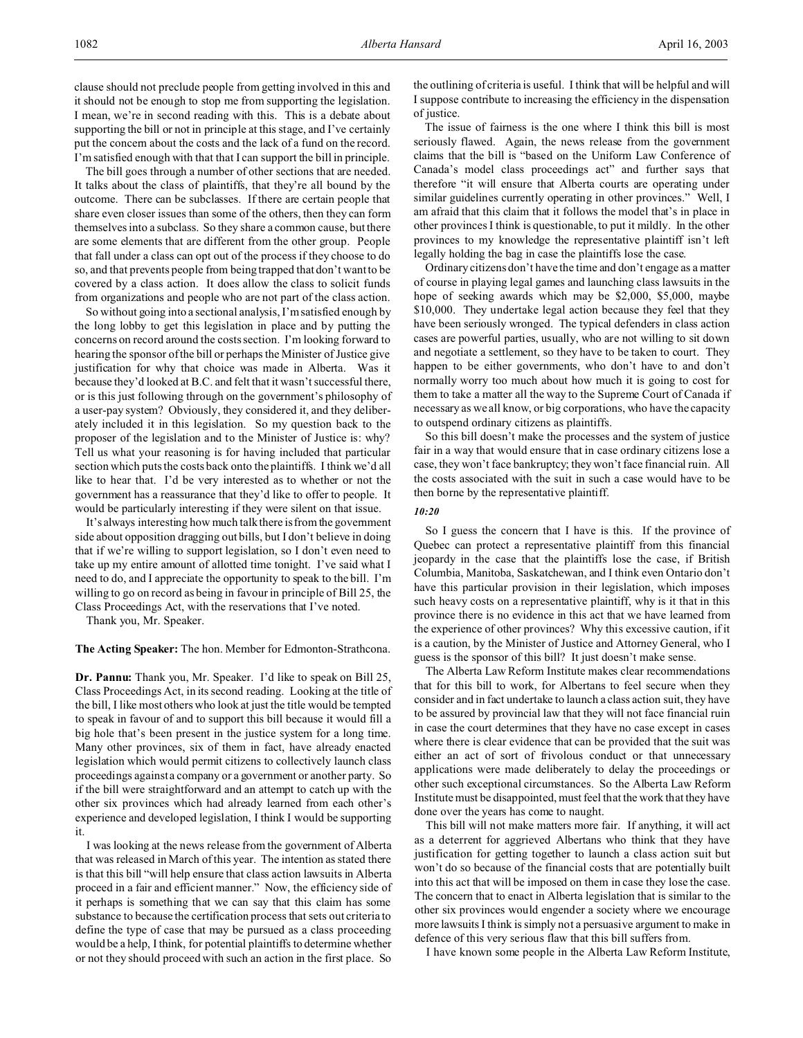clause should not preclude people from getting involved in this and it should not be enough to stop me from supporting the legislation. I mean, we're in second reading with this. This is a debate about supporting the bill or not in principle at this stage, and I've certainly put the concern about the costs and the lack of a fund on the record. I'm satisfied enough with that that I can support the bill in principle.

The bill goes through a number of other sections that are needed. It talks about the class of plaintiffs, that they're all bound by the outcome. There can be subclasses. If there are certain people that share even closer issues than some of the others, then they can form themselves into a subclass. So they share a common cause, but there are some elements that are different from the other group. People that fall under a class can opt out of the process if they choose to do so, and that prevents people from being trapped that don't want to be covered by a class action. It does allow the class to solicit funds from organizations and people who are not part of the class action.

So without going into a sectional analysis, I'm satisfied enough by the long lobby to get this legislation in place and by putting the concerns on record around the costs section. I'm looking forward to hearing the sponsor of the bill or perhaps the Minister of Justice give justification for why that choice was made in Alberta. Was it because they'd looked at B.C. and felt that it wasn't successful there, or is this just following through on the government's philosophy of a user-pay system? Obviously, they considered it, and they deliberately included it in this legislation. So my question back to the proposer of the legislation and to the Minister of Justice is: why? Tell us what your reasoning is for having included that particular section which puts the costs back onto the plaintiffs. I think we'd all like to hear that. I'd be very interested as to whether or not the government has a reassurance that they'd like to offer to people. It would be particularly interesting if they were silent on that issue.

It's always interesting how much talk there is from the government side about opposition dragging out bills, but I don't believe in doing that if we're willing to support legislation, so I don't even need to take up my entire amount of allotted time tonight. I've said what I need to do, and I appreciate the opportunity to speak to the bill. I'm willing to go on record as being in favour in principle of Bill 25, the Class Proceedings Act, with the reservations that I've noted.

Thank you, Mr. Speaker.

**The Acting Speaker:** The hon. Member for Edmonton-Strathcona.

**Dr. Pannu:** Thank you, Mr. Speaker. I'd like to speak on Bill 25, Class Proceedings Act, in its second reading. Looking at the title of the bill, I like most others who look at just the title would be tempted to speak in favour of and to support this bill because it would fill a big hole that's been present in the justice system for a long time. Many other provinces, six of them in fact, have already enacted legislation which would permit citizens to collectively launch class proceedings against a company or a government or another party. So if the bill were straightforward and an attempt to catch up with the other six provinces which had already learned from each other's experience and developed legislation, I think I would be supporting it.

I was looking at the news release from the government of Alberta that was released in March of this year. The intention as stated there is that this bill "will help ensure that class action lawsuits in Alberta proceed in a fair and efficient manner." Now, the efficiency side of it perhaps is something that we can say that this claim has some substance to because the certification process that sets out criteria to define the type of case that may be pursued as a class proceeding would be a help, I think, for potential plaintiffs to determine whether or not they should proceed with such an action in the first place. So the outlining of criteria is useful. I think that will be helpful and will I suppose contribute to increasing the efficiency in the dispensation of justice.

The issue of fairness is the one where I think this bill is most seriously flawed. Again, the news release from the government claims that the bill is "based on the Uniform Law Conference of Canada's model class proceedings act" and further says that therefore "it will ensure that Alberta courts are operating under similar guidelines currently operating in other provinces." Well, I am afraid that this claim that it follows the model that's in place in other provinces I think is questionable, to put it mildly. In the other provinces to my knowledge the representative plaintiff isn't left legally holding the bag in case the plaintiffs lose the case.

Ordinary citizens don't have the time and don't engage as a matter of course in playing legal games and launching class lawsuits in the hope of seeking awards which may be $2,000, $5,000, maybe $10,000. They undertake legal action because they feel that they have been seriously wronged. The typical defenders in class action cases are powerful parties, usually, who are not willing to sit down and negotiate a settlement, so they have to be taken to court. They happen to be either governments, who don't have to and don't normally worry too much about how much it is going to cost for them to take a matter all the way to the Supreme Court of Canada if necessary as we all know, or big corporations, who have the capacity to outspend ordinary citizens as plaintiffs.

So this bill doesn't make the processes and the system of justice fair in a way that would ensure that in case ordinary citizens lose a case, they won't face bankruptcy; they won't face financial ruin. All the costs associated with the suit in such a case would have to be then borne by the representative plaintiff.

*10:20*

So I guess the concern that I have is this. If the province of Quebec can protect a representative plaintiff from this financial jeopardy in the case that the plaintiffs lose the case, if British Columbia, Manitoba, Saskatchewan, and I think even Ontario don't have this particular provision in their legislation, which imposes such heavy costs on a representative plaintiff, why is it that in this province there is no evidence in this act that we have learned from the experience of other provinces? Why this excessive caution, if it is a caution, by the Minister of Justice and Attorney General, who I guess is the sponsor of this bill? It just doesn't make sense.

The Alberta Law Reform Institute makes clear recommendations that for this bill to work, for Albertans to feel secure when they consider and in fact undertake to launch a class action suit, they have to be assured by provincial law that they will not face financial ruin in case the court determines that they have no case except in cases where there is clear evidence that can be provided that the suit was either an act of sort of frivolous conduct or that unnecessary applications were made deliberately to delay the proceedings or other such exceptional circumstances. So the Alberta Law Reform Institute must be disappointed, must feel that the work that they have done over the years has come to naught.

This bill will not make matters more fair. If anything, it will act as a deterrent for aggrieved Albertans who think that they have justification for getting together to launch a class action suit but won't do so because of the financial costs that are potentially built into this act that will be imposed on them in case they lose the case. The concern that to enact in Alberta legislation that is similar to the other six provinces would engender a society where we encourage more lawsuits I think is simply not a persuasive argument to make in defence of this very serious flaw that this bill suffers from.

I have known some people in the Alberta Law Reform Institute,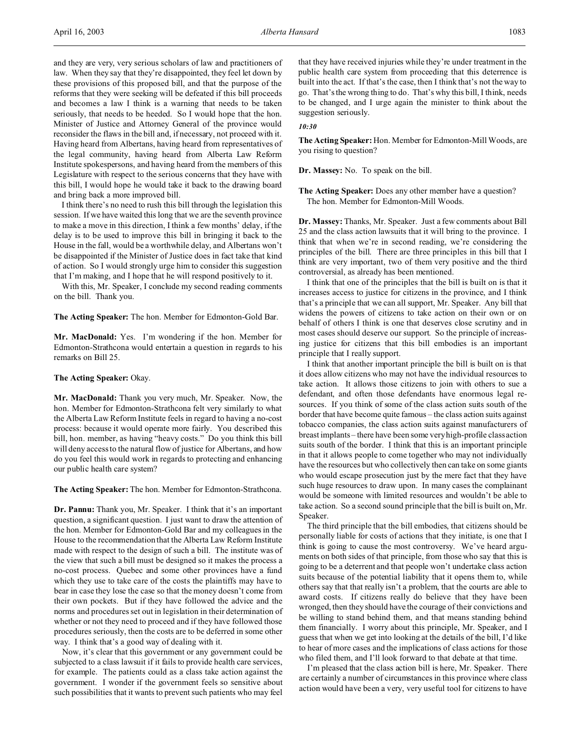and they are very, very serious scholars of law and practitioners of law. When they say that they're disappointed, they feel let down by these provisions of this proposed bill, and that the purpose of the reforms that they were seeking will be defeated if this bill proceeds and becomes a law I think is a warning that needs to be taken seriously, that needs to be heeded. So I would hope that the hon. Minister of Justice and Attorney General of the province would reconsider the flaws in the bill and, if necessary, not proceed with it. Having heard from Albertans, having heard from representatives of the legal community, having heard from Alberta Law Reform Institute spokespersons, and having heard from the members of this Legislature with respect to the serious concerns that they have with this bill, I would hope he would take it back to the drawing board and bring back a more improved bill.

I think there's no need to rush this bill through the legislation this session. If we have waited this long that we are the seventh province to make a move in this direction, I think a few months' delay, if the delay is to be used to improve this bill in bringing it back to the House in the fall, would be a worthwhile delay, and Albertans won't be disappointed if the Minister of Justice does in fact take that kind of action. So I would strongly urge him to consider this suggestion that I'm making, and I hope that he will respond positively to it.

With this, Mr. Speaker, I conclude my second reading comments on the bill. Thank you.

**The Acting Speaker:** The hon. Member for Edmonton-Gold Bar.

**Mr. MacDonald:** Yes. I'm wondering if the hon. Member for Edmonton-Strathcona would entertain a question in regards to his remarks on Bill 25.

**The Acting Speaker:** Okay.

**Mr. MacDonald:** Thank you very much, Mr. Speaker. Now, the hon. Member for Edmonton-Strathcona felt very similarly to what the Alberta Law Reform Institute feels in regard to having a no-cost process: because it would operate more fairly. You described this bill, hon. member, as having "heavy costs." Do you think this bill will deny access to the natural flow of justice for Albertans, and how do you feel this would work in regards to protecting and enhancing our public health care system?

**The Acting Speaker:** The hon. Member for Edmonton-Strathcona.

**Dr. Pannu:** Thank you, Mr. Speaker. I think that it's an important question, a significant question. I just want to draw the attention of the hon. Member for Edmonton-Gold Bar and my colleagues in the House to the recommendation that the Alberta Law Reform Institute made with respect to the design of such a bill. The institute was of the view that such a bill must be designed so it makes the process a no-cost process. Quebec and some other provinces have a fund which they use to take care of the costs the plaintiffs may have to bear in case they lose the case so that the money doesn't come from their own pockets. But if they have followed the advice and the norms and procedures set out in legislation in their determination of whether or not they need to proceed and if they have followed those procedures seriously, then the costs are to be deferred in some other way. I think that's a good way of dealing with it.

Now, it's clear that this government or any government could be subjected to a class lawsuit if it fails to provide health care services, for example. The patients could as a class take action against the government. I wonder if the government feels so sensitive about such possibilities that it wants to prevent such patients who may feel that they have received injuries while they're under treatment in the public health care system from proceeding that this deterrence is built into the act. If that's the case, then I think that's not the way to go. That's the wrong thing to do. That's why this bill, I think, needs to be changed, and I urge again the minister to think about the suggestion seriously.

*10:30*

**The Acting Speaker:** Hon. Member for Edmonton-Mill Woods, are you rising to question?

**Dr. Massey:** No. To speak on the bill.

**The Acting Speaker:** Does any other member have a question?
The hon. Member for Edmonton-Mill Woods.

**Dr. Massey:** Thanks, Mr. Speaker. Just a few comments about Bill 25 and the class action lawsuits that it will bring to the province. I think that when we're in second reading, we're considering the principles of the bill. There are three principles in this bill that I think are very important, two of them very positive and the third controversial, as already has been mentioned.

I think that one of the principles that the bill is built on is that it increases access to justice for citizens in the province, and I think that's a principle that we can all support, Mr. Speaker. Any bill that widens the powers of citizens to take action on their own or on behalf of others I think is one that deserves close scrutiny and in most cases should deserve our support. So the principle of increasing justice for citizens that this bill embodies is an important principle that I really support.

I think that another important principle the bill is built on is that it does allow citizens who may not have the individual resources to take action. It allows those citizens to join with others to sue a defendant, and often those defendants have enormous legal resources. If you think of some of the class action suits south of the border that have become quite famous – the class action suits against tobacco companies, the class action suits against manufacturers of breast implants – there have been some very high-profile class action suits south of the border. I think that this is an important principle in that it allows people to come together who may not individually have the resources but who collectively then can take on some giants who would escape prosecution just by the mere fact that they have such huge resources to draw upon. In many cases the complainant would be someone with limited resources and wouldn't be able to take action. So a second sound principle that the bill is built on, Mr. Speaker.

The third principle that the bill embodies, that citizens should be personally liable for costs of actions that they initiate, is one that I think is going to cause the most controversy. We've heard arguments on both sides of that principle, from those who say that this is going to be a deterrent and that people won't undertake class action suits because of the potential liability that it opens them to, while others say that that really isn't a problem, that the courts are able to award costs. If citizens really do believe that they have been wronged, then they should have the courage of their convictions and be willing to stand behind them, and that means standing behind them financially. I worry about this principle, Mr. Speaker, and I guess that when we get into looking at the details of the bill, I'd like to hear of more cases and the implications of class actions for those who filed them, and I'll look forward to that debate at that time.

I'm pleased that the class action bill is here, Mr. Speaker. There are certainly a number of circumstances in this province where class action would have been a very, very useful tool for citizens to have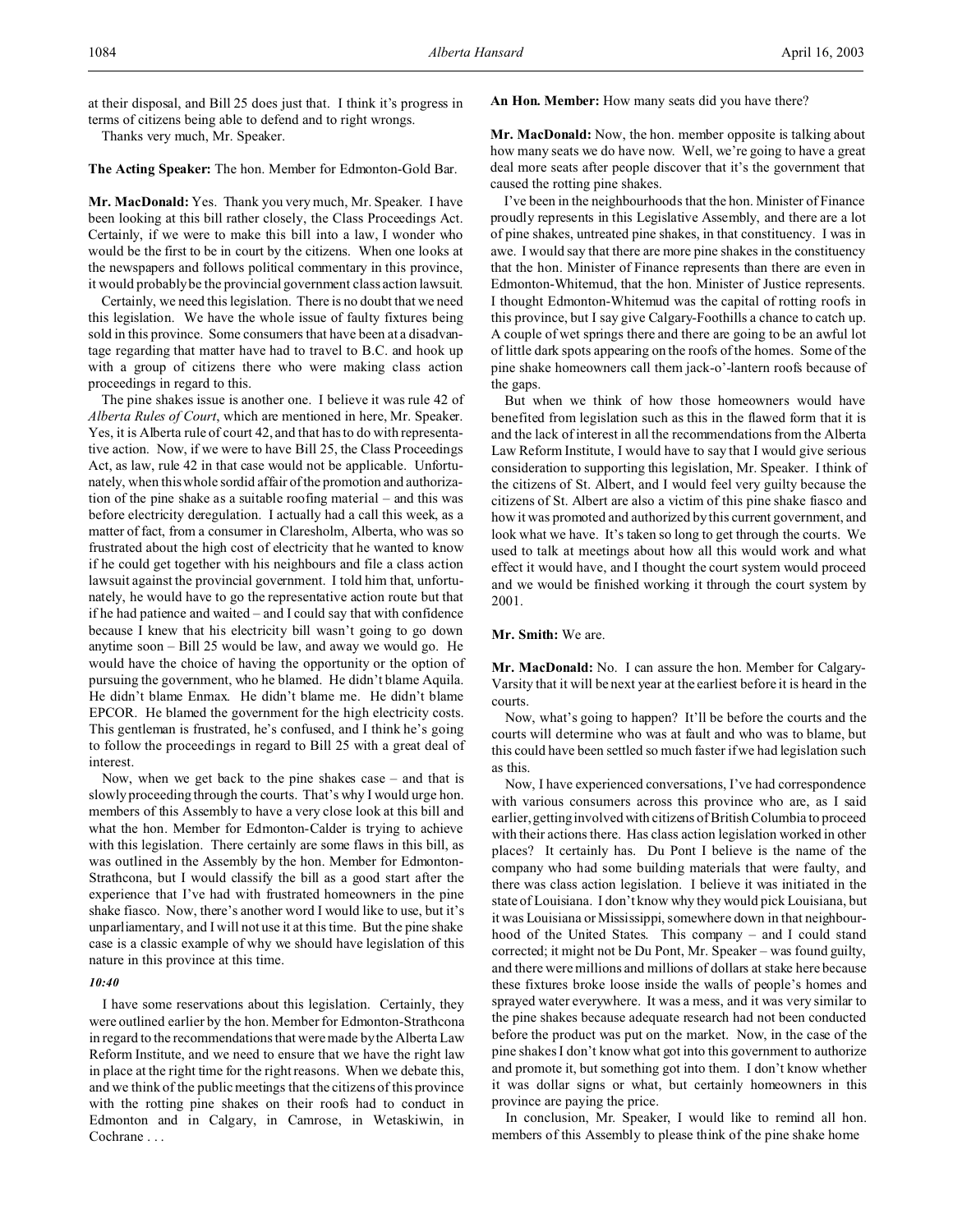at their disposal, and Bill 25 does just that. I think it's progress in terms of citizens being able to defend and to right wrongs.

Thanks very much, Mr. Speaker.

**The Acting Speaker:** The hon. Member for Edmonton-Gold Bar.

**Mr. MacDonald:** Yes. Thank you very much, Mr. Speaker. I have been looking at this bill rather closely, the Class Proceedings Act. Certainly, if we were to make this bill into a law, I wonder who would be the first to be in court by the citizens. When one looks at the newspapers and follows political commentary in this province, it would probably be the provincial government class action lawsuit.

Certainly, we need this legislation. There is no doubt that we need this legislation. We have the whole issue of faulty fixtures being sold in this province. Some consumers that have been at a disadvantage regarding that matter have had to travel to B.C. and hook up with a group of citizens there who were making class action proceedings in regard to this.

The pine shakes issue is another one. I believe it was rule 42 of *Alberta Rules of Court*, which are mentioned in here, Mr. Speaker. Yes, it is Alberta rule of court 42, and that has to do with representative action. Now, if we were to have Bill 25, the Class Proceedings Act, as law, rule 42 in that case would not be applicable. Unfortunately, when this whole sordid affair of the promotion and authorization of the pine shake as a suitable roofing material – and this was before electricity deregulation. I actually had a call this week, as a matter of fact, from a consumer in Claresholm, Alberta, who was so frustrated about the high cost of electricity that he wanted to know if he could get together with his neighbours and file a class action lawsuit against the provincial government. I told him that, unfortunately, he would have to go the representative action route but that if he had patience and waited – and I could say that with confidence because I knew that his electricity bill wasn't going to go down anytime soon – Bill 25 would be law, and away we would go. He would have the choice of having the opportunity or the option of pursuing the government, who he blamed. He didn't blame Aquila. He didn't blame Enmax. He didn't blame me. He didn't blame EPCOR. He blamed the government for the high electricity costs. This gentleman is frustrated, he's confused, and I think he's going to follow the proceedings in regard to Bill 25 with a great deal of interest.

Now, when we get back to the pine shakes case – and that is slowly proceeding through the courts. That's why I would urge hon. members of this Assembly to have a very close look at this bill and what the hon. Member for Edmonton-Calder is trying to achieve with this legislation. There certainly are some flaws in this bill, as was outlined in the Assembly by the hon. Member for Edmonton-Strathcona, but I would classify the bill as a good start after the experience that I've had with frustrated homeowners in the pine shake fiasco. Now, there's another word I would like to use, but it's unparliamentary, and I will not use it at this time. But the pine shake case is a classic example of why we should have legislation of this nature in this province at this time.

*10:40*

I have some reservations about this legislation. Certainly, they were outlined earlier by the hon. Member for Edmonton-Strathcona in regard to the recommendations that were made by the Alberta Law Reform Institute, and we need to ensure that we have the right law in place at the right time for the right reasons. When we debate this, and we think of the public meetings that the citizens of this province with the rotting pine shakes on their roofs had to conduct in Edmonton and in Calgary, in Camrose, in Wetaskiwin, in Cochrane . . .

**An Hon. Member:** How many seats did you have there?

**Mr. MacDonald:** Now, the hon. member opposite is talking about how many seats we do have now. Well, we're going to have a great deal more seats after people discover that it's the government that caused the rotting pine shakes.

I've been in the neighbourhoods that the hon. Minister of Finance proudly represents in this Legislative Assembly, and there are a lot of pine shakes, untreated pine shakes, in that constituency. I was in awe. I would say that there are more pine shakes in the constituency that the hon. Minister of Finance represents than there are even in Edmonton-Whitemud, that the hon. Minister of Justice represents. I thought Edmonton-Whitemud was the capital of rotting roofs in this province, but I say give Calgary-Foothills a chance to catch up. A couple of wet springs there and there are going to be an awful lot of little dark spots appearing on the roofs of the homes. Some of the pine shake homeowners call them jack-o'-lantern roofs because of the gaps.

But when we think of how those homeowners would have benefited from legislation such as this in the flawed form that it is and the lack of interest in all the recommendations from the Alberta Law Reform Institute, I would have to say that I would give serious consideration to supporting this legislation, Mr. Speaker. I think of the citizens of St. Albert, and I would feel very guilty because the citizens of St. Albert are also a victim of this pine shake fiasco and how it was promoted and authorized by this current government, and look what we have. It's taken so long to get through the courts. We used to talk at meetings about how all this would work and what effect it would have, and I thought the court system would proceed and we would be finished working it through the court system by 2001.

**Mr. Smith:** We are.

**Mr. MacDonald:** No. I can assure the hon. Member for Calgary-Varsity that it will be next year at the earliest before it is heard in the courts.

Now, what's going to happen? It'll be before the courts and the courts will determine who was at fault and who was to blame, but this could have been settled so much faster if we had legislation such as this.

Now, I have experienced conversations, I've had correspondence with various consumers across this province who are, as I said earlier, getting involved with citizens of British Columbia to proceed with their actions there. Has class action legislation worked in other places? It certainly has. Du Pont I believe is the name of the company who had some building materials that were faulty, and there was class action legislation. I believe it was initiated in the state of Louisiana. I don't know why they would pick Louisiana, but it was Louisiana or Mississippi, somewhere down in that neighbourhood of the United States. This company – and I could stand corrected; it might not be Du Pont, Mr. Speaker – was found guilty, and there were millions and millions of dollars at stake here because these fixtures broke loose inside the walls of people's homes and sprayed water everywhere. It was a mess, and it was very similar to the pine shakes because adequate research had not been conducted before the product was put on the market. Now, in the case of the pine shakes I don't know what got into this government to authorize and promote it, but something got into them. I don't know whether it was dollar signs or what, but certainly homeowners in this province are paying the price.

In conclusion, Mr. Speaker, I would like to remind all hon. members of this Assembly to please think of the pine shake home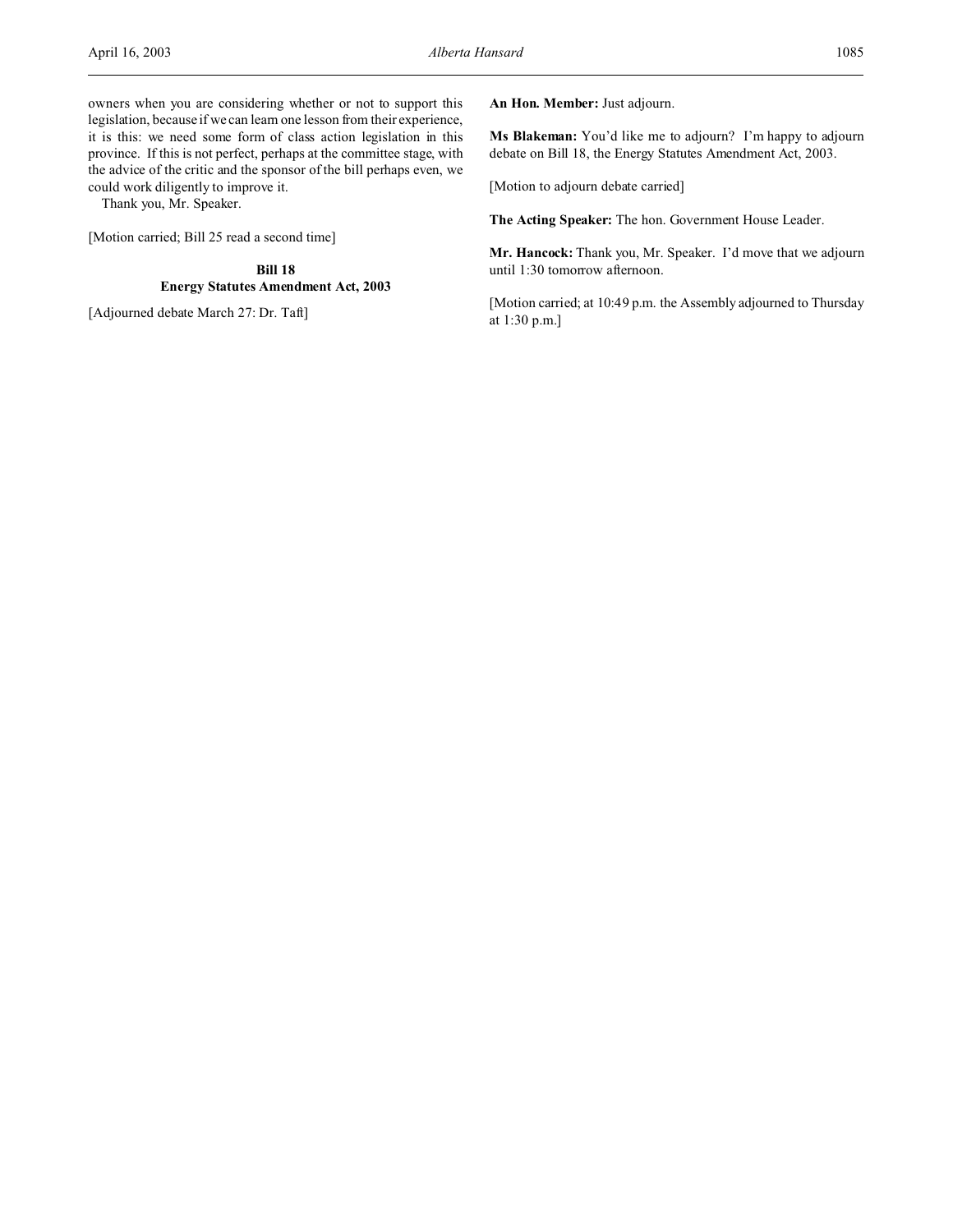owners when you are considering whether or not to support this legislation, because if we can learn one lesson from their experience, it is this: we need some form of class action legislation in this province. If this is not perfect, perhaps at the committee stage, with the advice of the critic and the sponsor of the bill perhaps even, we could work diligently to improve it.

Thank you, Mr. Speaker.

[Motion carried; Bill 25 read a second time]

**Bill 18**
**Energy Statutes Amendment Act, 2003**

[Adjourned debate March 27: Dr. Taft]

**An Hon. Member:** Just adjourn.

**Ms Blakeman:** You'd like me to adjourn? I'm happy to adjourn debate on Bill 18, the Energy Statutes Amendment Act, 2003.

[Motion to adjourn debate carried]

**The Acting Speaker:** The hon. Government House Leader.

**Mr. Hancock:** Thank you, Mr. Speaker. I'd move that we adjourn until 1:30 tomorrow afternoon.

[Motion carried; at 10:49 p.m. the Assembly adjourned to Thursday at 1:30 p.m.]